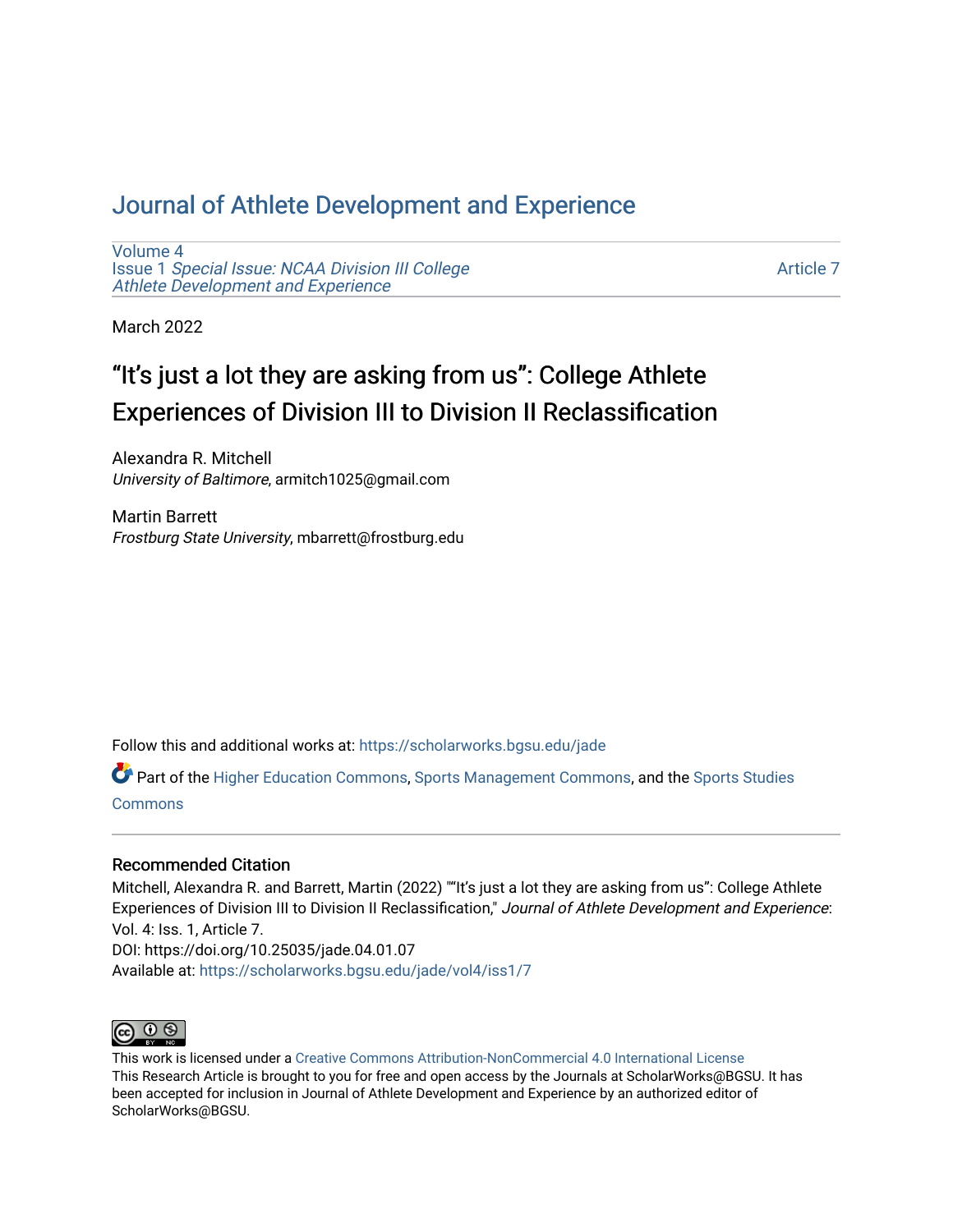# Journal of Athlete Development and Experience

Volume 4
Issue 1 *Special Issue: NCAA Division III College Athlete Development and Experience*

Article 7

March 2022

## "It's just a lot they are asking from us": College Athlete Experiences of Division III to Division II Reclassification

Alexandra R. Mitchell
*University of Baltimore*, armitch1025@gmail.com

Martin Barrett
*Frostburg State University*, mbarrett@frostburg.edu

Follow this and additional works at: https://scholarworks.bgsu.edu/jade

Part of the Higher Education Commons, Sports Management Commons, and the Sports Studies Commons

### Recommended Citation

Mitchell, Alexandra R. and Barrett, Martin (2022) ""It's just a lot they are asking from us": College Athlete Experiences of Division III to Division II Reclassification," *Journal of Athlete Development and Experience*: Vol. 4: Iss. 1, Article 7.
DOI: https://doi.org/10.25035/jade.04.01.07
Available at: https://scholarworks.bgsu.edu/jade/vol4/iss1/7

This work is licensed under a Creative Commons Attribution-NonCommercial 4.0 International License
This Research Article is brought to you for free and open access by the Journals at ScholarWorks@BGSU. It has been accepted for inclusion in Journal of Athlete Development and Experience by an authorized editor of ScholarWorks@BGSU.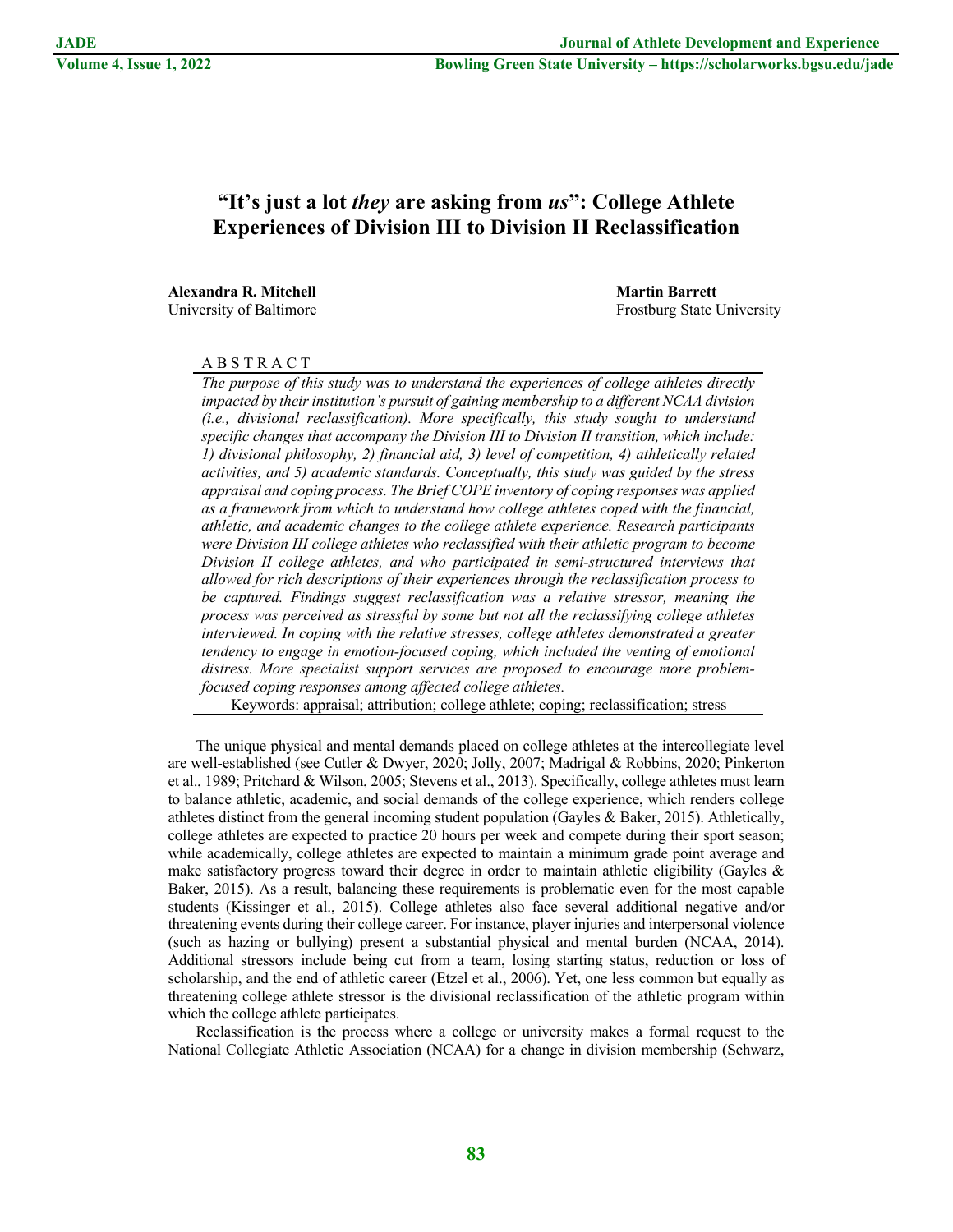# "It's just a lot *they* are asking from *us*": College Athlete Experiences of Division III to Division II Reclassification

**Alexandra R. Mitchell**
University of Baltimore

**Martin Barrett**
Frostburg State University

ABSTRACT

*The purpose of this study was to understand the experiences of college athletes directly impacted by their institution's pursuit of gaining membership to a different NCAA division (i.e., divisional reclassification). More specifically, this study sought to understand specific changes that accompany the Division III to Division II transition, which include: 1) divisional philosophy, 2) financial aid, 3) level of competition, 4) athletically related activities, and 5) academic standards. Conceptually, this study was guided by the stress appraisal and coping process. The Brief COPE inventory of coping responses was applied as a framework from which to understand how college athletes coped with the financial, athletic, and academic changes to the college athlete experience. Research participants were Division III college athletes who reclassified with their athletic program to become Division II college athletes, and who participated in semi-structured interviews that allowed for rich descriptions of their experiences through the reclassification process to be captured. Findings suggest reclassification was a relative stressor, meaning the process was perceived as stressful by some but not all the reclassifying college athletes interviewed. In coping with the relative stresses, college athletes demonstrated a greater tendency to engage in emotion-focused coping, which included the venting of emotional distress. More specialist support services are proposed to encourage more problem-focused coping responses among affected college athletes.*

Keywords: appraisal; attribution; college athlete; coping; reclassification; stress

The unique physical and mental demands placed on college athletes at the intercollegiate level are well-established (see Cutler & Dwyer, 2020; Jolly, 2007; Madrigal & Robbins, 2020; Pinkerton et al., 1989; Pritchard & Wilson, 2005; Stevens et al., 2013). Specifically, college athletes must learn to balance athletic, academic, and social demands of the college experience, which renders college athletes distinct from the general incoming student population (Gayles & Baker, 2015). Athletically, college athletes are expected to practice 20 hours per week and compete during their sport season; while academically, college athletes are expected to maintain a minimum grade point average and make satisfactory progress toward their degree in order to maintain athletic eligibility (Gayles & Baker, 2015). As a result, balancing these requirements is problematic even for the most capable students (Kissinger et al., 2015). College athletes also face several additional negative and/or threatening events during their college career. For instance, player injuries and interpersonal violence (such as hazing or bullying) present a substantial physical and mental burden (NCAA, 2014). Additional stressors include being cut from a team, losing starting status, reduction or loss of scholarship, and the end of athletic career (Etzel et al., 2006). Yet, one less common but equally as threatening college athlete stressor is the divisional reclassification of the athletic program within which the college athlete participates.

Reclassification is the process where a college or university makes a formal request to the National Collegiate Athletic Association (NCAA) for a change in division membership (Schwarz,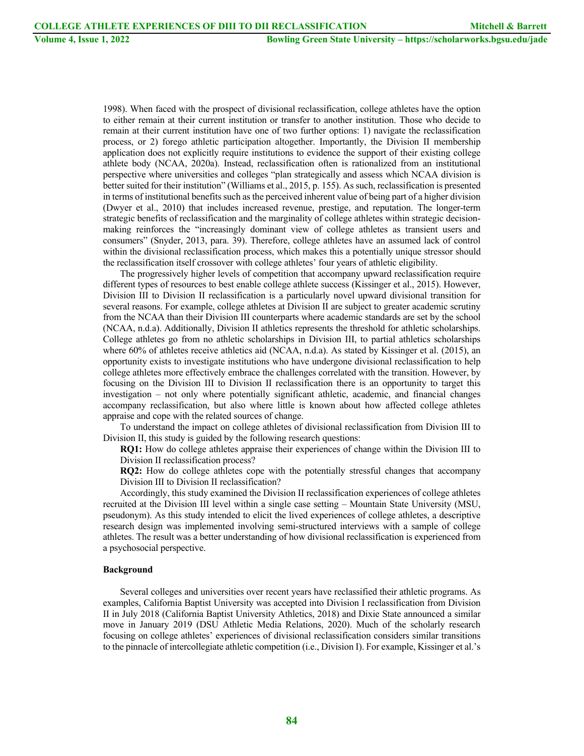1998). When faced with the prospect of divisional reclassification, college athletes have the option to either remain at their current institution or transfer to another institution. Those who decide to remain at their current institution have one of two further options: 1) navigate the reclassification process, or 2) forego athletic participation altogether. Importantly, the Division II membership application does not explicitly require institutions to evidence the support of their existing college athlete body (NCAA, 2020a). Instead, reclassification often is rationalized from an institutional perspective where universities and colleges "plan strategically and assess which NCAA division is better suited for their institution" (Williams et al., 2015, p. 155). As such, reclassification is presented in terms of institutional benefits such as the perceived inherent value of being part of a higher division (Dwyer et al., 2010) that includes increased revenue, prestige, and reputation. The longer-term strategic benefits of reclassification and the marginality of college athletes within strategic decision-making reinforces the "increasingly dominant view of college athletes as transient users and consumers" (Snyder, 2013, para. 39). Therefore, college athletes have an assumed lack of control within the divisional reclassification process, which makes this a potentially unique stressor should the reclassification itself crossover with college athletes' four years of athletic eligibility.

The progressively higher levels of competition that accompany upward reclassification require different types of resources to best enable college athlete success (Kissinger et al., 2015). However, Division III to Division II reclassification is a particularly novel upward divisional transition for several reasons. For example, college athletes at Division II are subject to greater academic scrutiny from the NCAA than their Division III counterparts where academic standards are set by the school (NCAA, n.d.a). Additionally, Division II athletics represents the threshold for athletic scholarships. College athletes go from no athletic scholarships in Division III, to partial athletics scholarships where 60% of athletes receive athletics aid (NCAA, n.d.a). As stated by Kissinger et al. (2015), an opportunity exists to investigate institutions who have undergone divisional reclassification to help college athletes more effectively embrace the challenges correlated with the transition. However, by focusing on the Division III to Division II reclassification there is an opportunity to target this investigation – not only where potentially significant athletic, academic, and financial changes accompany reclassification, but also where little is known about how affected college athletes appraise and cope with the related sources of change.

To understand the impact on college athletes of divisional reclassification from Division III to Division II, this study is guided by the following research questions:

**RQ1:** How do college athletes appraise their experiences of change within the Division III to Division II reclassification process?

**RQ2:** How do college athletes cope with the potentially stressful changes that accompany Division III to Division II reclassification?

Accordingly, this study examined the Division II reclassification experiences of college athletes recruited at the Division III level within a single case setting – Mountain State University (MSU, pseudonym). As this study intended to elicit the lived experiences of college athletes, a descriptive research design was implemented involving semi-structured interviews with a sample of college athletes. The result was a better understanding of how divisional reclassification is experienced from a psychosocial perspective.

**Background**

Several colleges and universities over recent years have reclassified their athletic programs. As examples, California Baptist University was accepted into Division I reclassification from Division II in July 2018 (California Baptist University Athletics, 2018) and Dixie State announced a similar move in January 2019 (DSU Athletic Media Relations, 2020). Much of the scholarly research focusing on college athletes' experiences of divisional reclassification considers similar transitions to the pinnacle of intercollegiate athletic competition (i.e., Division I). For example, Kissinger et al.'s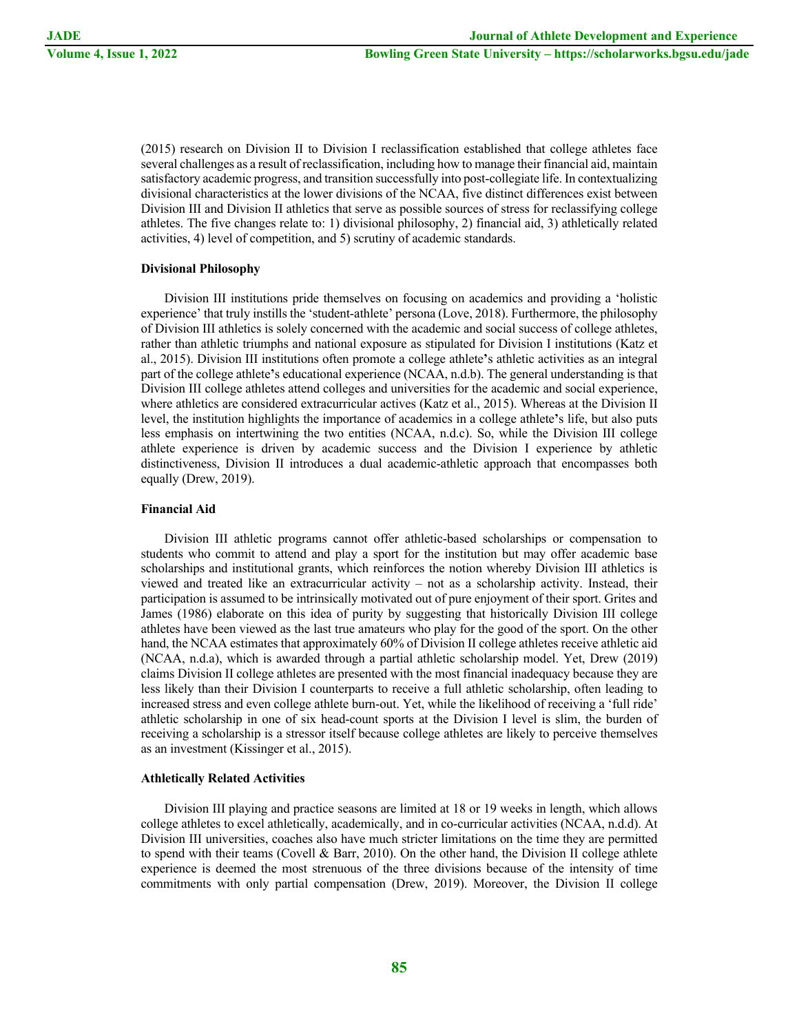(2015) research on Division II to Division I reclassification established that college athletes face several challenges as a result of reclassification, including how to manage their financial aid, maintain satisfactory academic progress, and transition successfully into post-collegiate life. In contextualizing divisional characteristics at the lower divisions of the NCAA, five distinct differences exist between Division III and Division II athletics that serve as possible sources of stress for reclassifying college athletes. The five changes relate to: 1) divisional philosophy, 2) financial aid, 3) athletically related activities, 4) level of competition, and 5) scrutiny of academic standards.

**Divisional Philosophy**

Division III institutions pride themselves on focusing on academics and providing a 'holistic experience' that truly instills the 'student-athlete' persona (Love, 2018). Furthermore, the philosophy of Division III athletics is solely concerned with the academic and social success of college athletes, rather than athletic triumphs and national exposure as stipulated for Division I institutions (Katz et al., 2015). Division III institutions often promote a college athlete's athletic activities as an integral part of the college athlete's educational experience (NCAA, n.d.b). The general understanding is that Division III college athletes attend colleges and universities for the academic and social experience, where athletics are considered extracurricular actives (Katz et al., 2015). Whereas at the Division II level, the institution highlights the importance of academics in a college athlete's life, but also puts less emphasis on intertwining the two entities (NCAA, n.d.c). So, while the Division III college athlete experience is driven by academic success and the Division I experience by athletic distinctiveness, Division II introduces a dual academic-athletic approach that encompasses both equally (Drew, 2019).

**Financial Aid**

Division III athletic programs cannot offer athletic-based scholarships or compensation to students who commit to attend and play a sport for the institution but may offer academic base scholarships and institutional grants, which reinforces the notion whereby Division III athletics is viewed and treated like an extracurricular activity – not as a scholarship activity. Instead, their participation is assumed to be intrinsically motivated out of pure enjoyment of their sport. Grites and James (1986) elaborate on this idea of purity by suggesting that historically Division III college athletes have been viewed as the last true amateurs who play for the good of the sport. On the other hand, the NCAA estimates that approximately 60% of Division II college athletes receive athletic aid (NCAA, n.d.a), which is awarded through a partial athletic scholarship model. Yet, Drew (2019) claims Division II college athletes are presented with the most financial inadequacy because they are less likely than their Division I counterparts to receive a full athletic scholarship, often leading to increased stress and even college athlete burn-out. Yet, while the likelihood of receiving a 'full ride' athletic scholarship in one of six head-count sports at the Division I level is slim, the burden of receiving a scholarship is a stressor itself because college athletes are likely to perceive themselves as an investment (Kissinger et al., 2015).

**Athletically Related Activities**

Division III playing and practice seasons are limited at 18 or 19 weeks in length, which allows college athletes to excel athletically, academically, and in co-curricular activities (NCAA, n.d.d). At Division III universities, coaches also have much stricter limitations on the time they are permitted to spend with their teams (Covell & Barr, 2010). On the other hand, the Division II college athlete experience is deemed the most strenuous of the three divisions because of the intensity of time commitments with only partial compensation (Drew, 2019). Moreover, the Division II college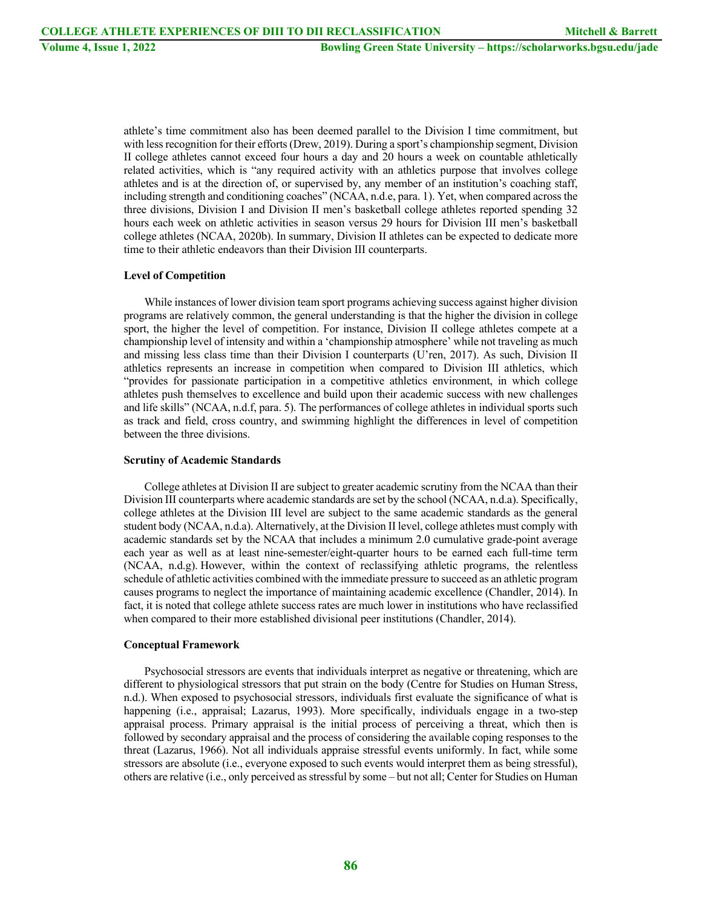athlete's time commitment also has been deemed parallel to the Division I time commitment, but with less recognition for their efforts (Drew, 2019). During a sport's championship segment, Division II college athletes cannot exceed four hours a day and 20 hours a week on countable athletically related activities, which is "any required activity with an athletics purpose that involves college athletes and is at the direction of, or supervised by, any member of an institution's coaching staff, including strength and conditioning coaches" (NCAA, n.d.e, para. 1). Yet, when compared across the three divisions, Division I and Division II men's basketball college athletes reported spending 32 hours each week on athletic activities in season versus 29 hours for Division III men's basketball college athletes (NCAA, 2020b). In summary, Division II athletes can be expected to dedicate more time to their athletic endeavors than their Division III counterparts.

**Level of Competition**

While instances of lower division team sport programs achieving success against higher division programs are relatively common, the general understanding is that the higher the division in college sport, the higher the level of competition. For instance, Division II college athletes compete at a championship level of intensity and within a 'championship atmosphere' while not traveling as much and missing less class time than their Division I counterparts (U'ren, 2017). As such, Division II athletics represents an increase in competition when compared to Division III athletics, which "provides for passionate participation in a competitive athletics environment, in which college athletes push themselves to excellence and build upon their academic success with new challenges and life skills" (NCAA, n.d.f, para. 5). The performances of college athletes in individual sports such as track and field, cross country, and swimming highlight the differences in level of competition between the three divisions.

**Scrutiny of Academic Standards**

College athletes at Division II are subject to greater academic scrutiny from the NCAA than their Division III counterparts where academic standards are set by the school (NCAA, n.d.a). Specifically, college athletes at the Division III level are subject to the same academic standards as the general student body (NCAA, n.d.a). Alternatively, at the Division II level, college athletes must comply with academic standards set by the NCAA that includes a minimum 2.0 cumulative grade-point average each year as well as at least nine-semester/eight-quarter hours to be earned each full-time term (NCAA, n.d.g). However, within the context of reclassifying athletic programs, the relentless schedule of athletic activities combined with the immediate pressure to succeed as an athletic program causes programs to neglect the importance of maintaining academic excellence (Chandler, 2014). In fact, it is noted that college athlete success rates are much lower in institutions who have reclassified when compared to their more established divisional peer institutions (Chandler, 2014).

**Conceptual Framework**

Psychosocial stressors are events that individuals interpret as negative or threatening, which are different to physiological stressors that put strain on the body (Centre for Studies on Human Stress, n.d.). When exposed to psychosocial stressors, individuals first evaluate the significance of what is happening (i.e., appraisal; Lazarus, 1993). More specifically, individuals engage in a two-step appraisal process. Primary appraisal is the initial process of perceiving a threat, which then is followed by secondary appraisal and the process of considering the available coping responses to the threat (Lazarus, 1966). Not all individuals appraise stressful events uniformly. In fact, while some stressors are absolute (i.e., everyone exposed to such events would interpret them as being stressful), others are relative (i.e., only perceived as stressful by some – but not all; Center for Studies on Human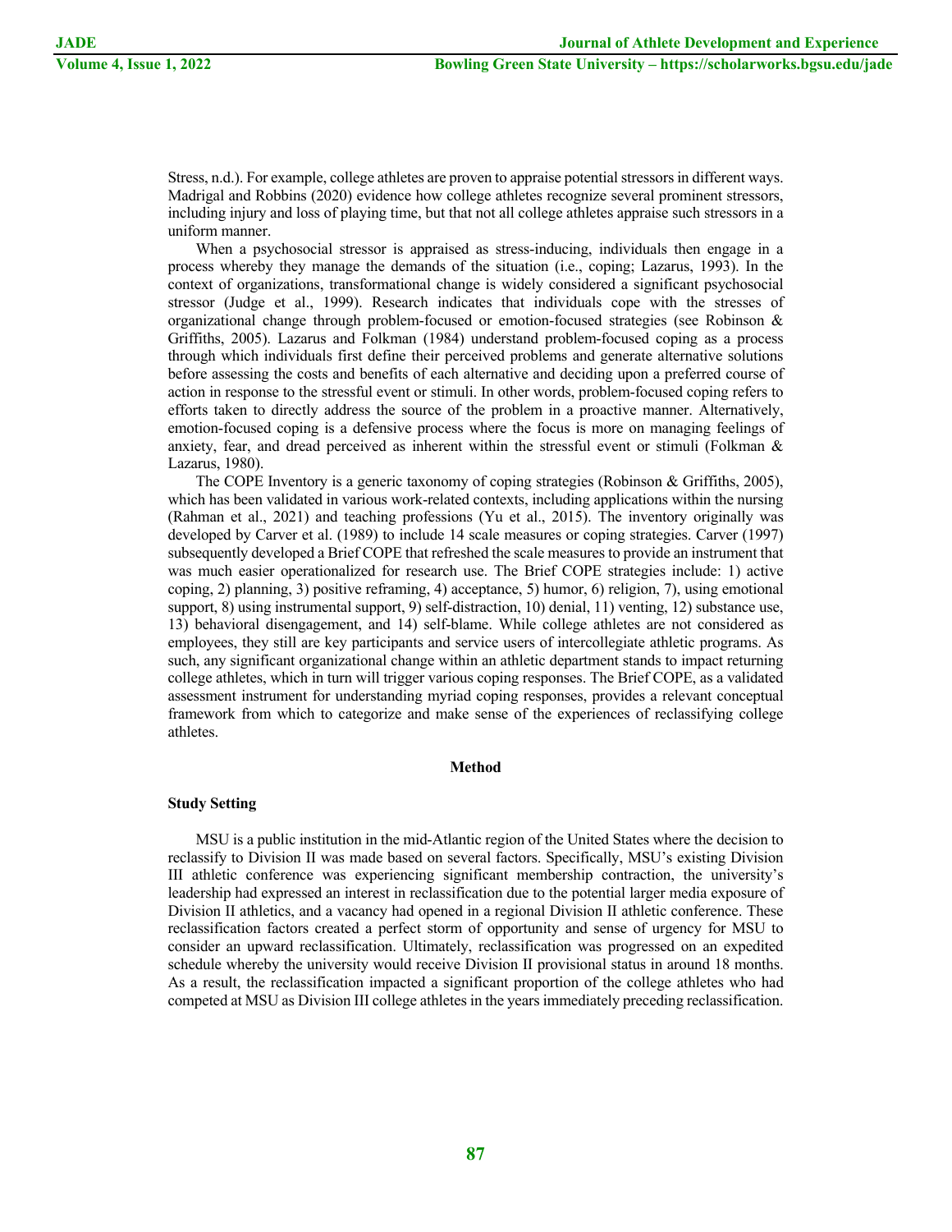Stress, n.d.). For example, college athletes are proven to appraise potential stressors in different ways. Madrigal and Robbins (2020) evidence how college athletes recognize several prominent stressors, including injury and loss of playing time, but that not all college athletes appraise such stressors in a uniform manner.

When a psychosocial stressor is appraised as stress-inducing, individuals then engage in a process whereby they manage the demands of the situation (i.e., coping; Lazarus, 1993). In the context of organizations, transformational change is widely considered a significant psychosocial stressor (Judge et al., 1999). Research indicates that individuals cope with the stresses of organizational change through problem-focused or emotion-focused strategies (see Robinson & Griffiths, 2005). Lazarus and Folkman (1984) understand problem-focused coping as a process through which individuals first define their perceived problems and generate alternative solutions before assessing the costs and benefits of each alternative and deciding upon a preferred course of action in response to the stressful event or stimuli. In other words, problem-focused coping refers to efforts taken to directly address the source of the problem in a proactive manner. Alternatively, emotion-focused coping is a defensive process where the focus is more on managing feelings of anxiety, fear, and dread perceived as inherent within the stressful event or stimuli (Folkman & Lazarus, 1980).

The COPE Inventory is a generic taxonomy of coping strategies (Robinson & Griffiths, 2005), which has been validated in various work-related contexts, including applications within the nursing (Rahman et al., 2021) and teaching professions (Yu et al., 2015). The inventory originally was developed by Carver et al. (1989) to include 14 scale measures or coping strategies. Carver (1997) subsequently developed a Brief COPE that refreshed the scale measures to provide an instrument that was much easier operationalized for research use. The Brief COPE strategies include: 1) active coping, 2) planning, 3) positive reframing, 4) acceptance, 5) humor, 6) religion, 7), using emotional support, 8) using instrumental support, 9) self-distraction, 10) denial, 11) venting, 12) substance use, 13) behavioral disengagement, and 14) self-blame. While college athletes are not considered as employees, they still are key participants and service users of intercollegiate athletic programs. As such, any significant organizational change within an athletic department stands to impact returning college athletes, which in turn will trigger various coping responses. The Brief COPE, as a validated assessment instrument for understanding myriad coping responses, provides a relevant conceptual framework from which to categorize and make sense of the experiences of reclassifying college athletes.

## Method

### Study Setting

MSU is a public institution in the mid-Atlantic region of the United States where the decision to reclassify to Division II was made based on several factors. Specifically, MSU's existing Division III athletic conference was experiencing significant membership contraction, the university's leadership had expressed an interest in reclassification due to the potential larger media exposure of Division II athletics, and a vacancy had opened in a regional Division II athletic conference. These reclassification factors created a perfect storm of opportunity and sense of urgency for MSU to consider an upward reclassification. Ultimately, reclassification was progressed on an expedited schedule whereby the university would receive Division II provisional status in around 18 months. As a result, the reclassification impacted a significant proportion of the college athletes who had competed at MSU as Division III college athletes in the years immediately preceding reclassification.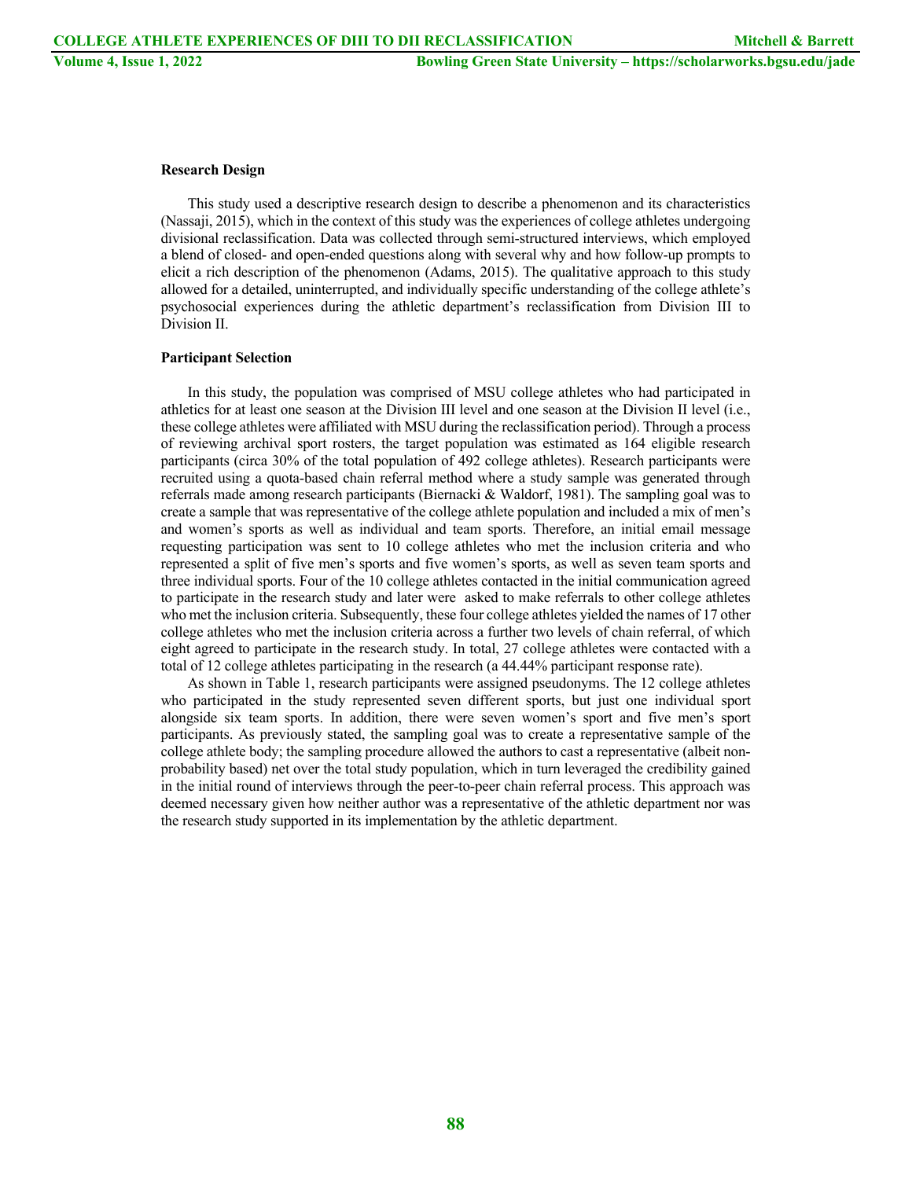**Research Design**

This study used a descriptive research design to describe a phenomenon and its characteristics (Nassaji, 2015), which in the context of this study was the experiences of college athletes undergoing divisional reclassification. Data was collected through semi-structured interviews, which employed a blend of closed- and open-ended questions along with several why and how follow-up prompts to elicit a rich description of the phenomenon (Adams, 2015). The qualitative approach to this study allowed for a detailed, uninterrupted, and individually specific understanding of the college athlete's psychosocial experiences during the athletic department's reclassification from Division III to Division II.

**Participant Selection**

In this study, the population was comprised of MSU college athletes who had participated in athletics for at least one season at the Division III level and one season at the Division II level (i.e., these college athletes were affiliated with MSU during the reclassification period). Through a process of reviewing archival sport rosters, the target population was estimated as 164 eligible research participants (circa 30% of the total population of 492 college athletes). Research participants were recruited using a quota-based chain referral method where a study sample was generated through referrals made among research participants (Biernacki & Waldorf, 1981). The sampling goal was to create a sample that was representative of the college athlete population and included a mix of men's and women's sports as well as individual and team sports. Therefore, an initial email message requesting participation was sent to 10 college athletes who met the inclusion criteria and who represented a split of five men's sports and five women's sports, as well as seven team sports and three individual sports. Four of the 10 college athletes contacted in the initial communication agreed to participate in the research study and later were asked to make referrals to other college athletes who met the inclusion criteria. Subsequently, these four college athletes yielded the names of 17 other college athletes who met the inclusion criteria across a further two levels of chain referral, of which eight agreed to participate in the research study. In total, 27 college athletes were contacted with a total of 12 college athletes participating in the research (a 44.44% participant response rate).

As shown in Table 1, research participants were assigned pseudonyms. The 12 college athletes who participated in the study represented seven different sports, but just one individual sport alongside six team sports. In addition, there were seven women's sport and five men's sport participants. As previously stated, the sampling goal was to create a representative sample of the college athlete body; the sampling procedure allowed the authors to cast a representative (albeit non-probability based) net over the total study population, which in turn leveraged the credibility gained in the initial round of interviews through the peer-to-peer chain referral process. This approach was deemed necessary given how neither author was a representative of the athletic department nor was the research study supported in its implementation by the athletic department.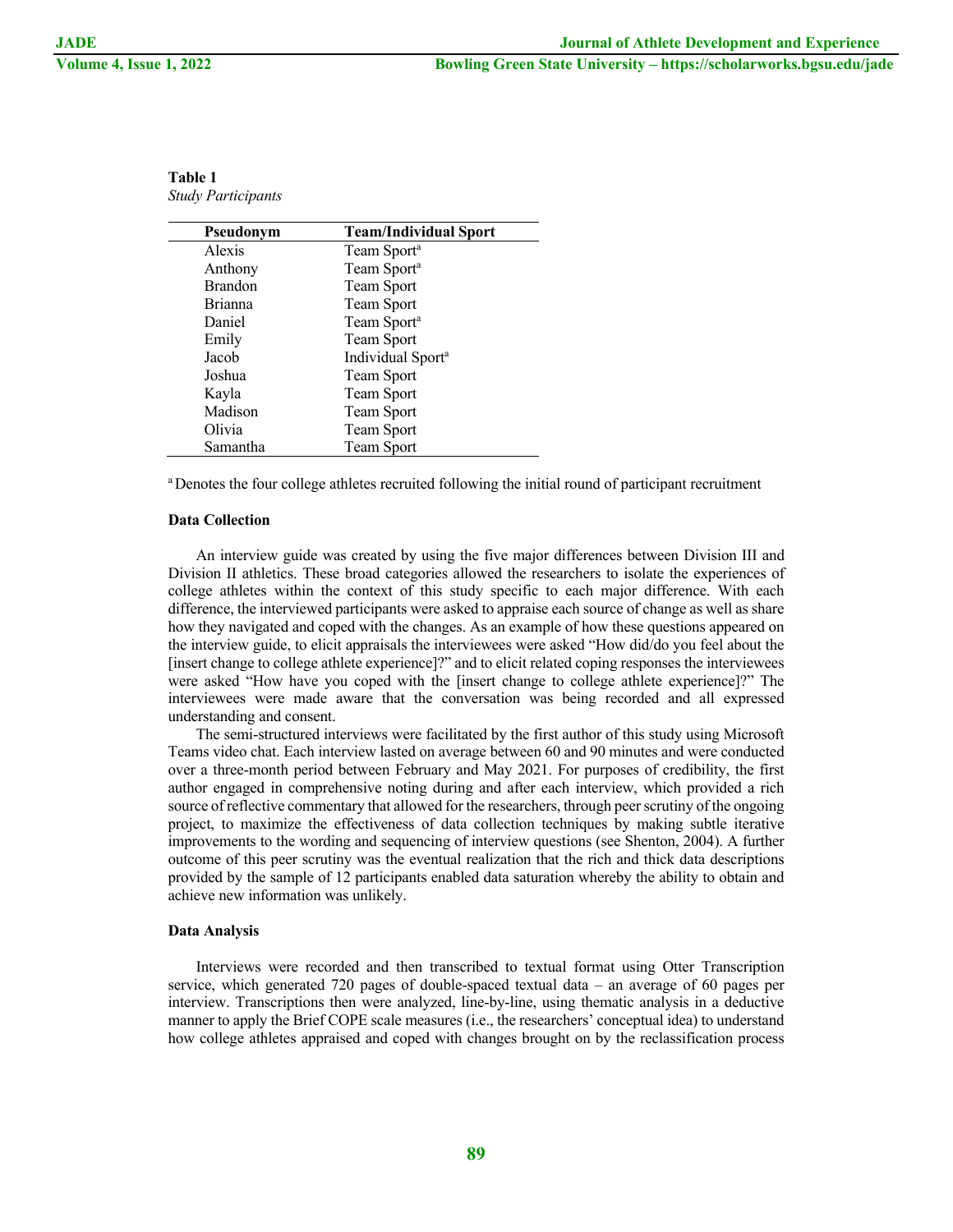**Table 1**
*Study Participants*

| Pseudonym | Team/Individual Sport |
|---|---|
| Alexis | Team Sport[a] |
| Anthony | Team Sport[a] |
| Brandon | Team Sport |
| Brianna | Team Sport |
| Daniel | Team Sport[a] |
| Emily | Team Sport |
| Jacob | Individual Sport[a] |
| Joshua | Team Sport |
| Kayla | Team Sport |
| Madison | Team Sport |
| Olivia | Team Sport |
| Samantha | Team Sport |

[a] Denotes the four college athletes recruited following the initial round of participant recruitment

### Data Collection

An interview guide was created by using the five major differences between Division III and Division II athletics. These broad categories allowed the researchers to isolate the experiences of college athletes within the context of this study specific to each major difference. With each difference, the interviewed participants were asked to appraise each source of change as well as share how they navigated and coped with the changes. As an example of how these questions appeared on the interview guide, to elicit appraisals the interviewees were asked "How did/do you feel about the [insert change to college athlete experience]?" and to elicit related coping responses the interviewees were asked "How have you coped with the [insert change to college athlete experience]?" The interviewees were made aware that the conversation was being recorded and all expressed understanding and consent.

The semi-structured interviews were facilitated by the first author of this study using Microsoft Teams video chat. Each interview lasted on average between 60 and 90 minutes and were conducted over a three-month period between February and May 2021. For purposes of credibility, the first author engaged in comprehensive noting during and after each interview, which provided a rich source of reflective commentary that allowed for the researchers, through peer scrutiny of the ongoing project, to maximize the effectiveness of data collection techniques by making subtle iterative improvements to the wording and sequencing of interview questions (see Shenton, 2004). A further outcome of this peer scrutiny was the eventual realization that the rich and thick data descriptions provided by the sample of 12 participants enabled data saturation whereby the ability to obtain and achieve new information was unlikely.

### Data Analysis

Interviews were recorded and then transcribed to textual format using Otter Transcription service, which generated 720 pages of double-spaced textual data – an average of 60 pages per interview. Transcriptions then were analyzed, line-by-line, using thematic analysis in a deductive manner to apply the Brief COPE scale measures (i.e., the researchers' conceptual idea) to understand how college athletes appraised and coped with changes brought on by the reclassification process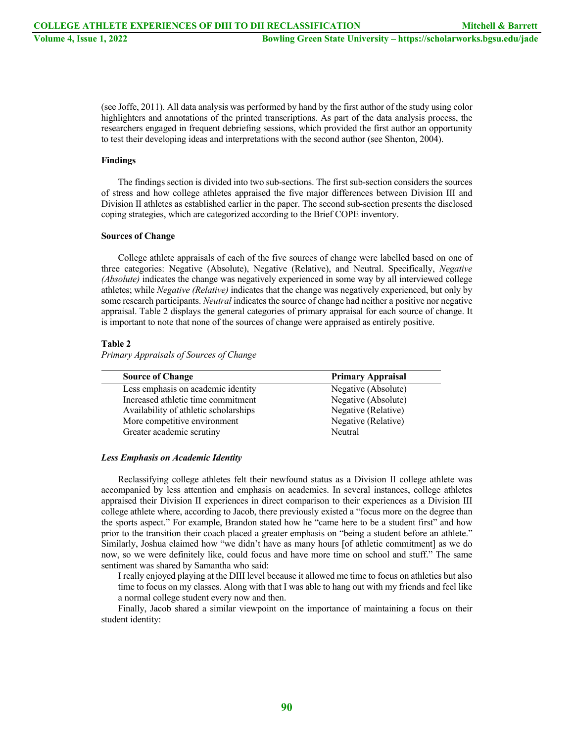(see Joffe, 2011). All data analysis was performed by hand by the first author of the study using color highlighters and annotations of the printed transcriptions. As part of the data analysis process, the researchers engaged in frequent debriefing sessions, which provided the first author an opportunity to test their developing ideas and interpretations with the second author (see Shenton, 2004).

## Findings

The findings section is divided into two sub-sections. The first sub-section considers the sources of stress and how college athletes appraised the five major differences between Division III and Division II athletes as established earlier in the paper. The second sub-section presents the disclosed coping strategies, which are categorized according to the Brief COPE inventory.

### Sources of Change

College athlete appraisals of each of the five sources of change were labelled based on one of three categories: Negative (Absolute), Negative (Relative), and Neutral. Specifically, *Negative (Absolute)* indicates the change was negatively experienced in some way by all interviewed college athletes; while *Negative (Relative)* indicates that the change was negatively experienced, but only by some research participants. *Neutral* indicates the source of change had neither a positive nor negative appraisal. Table 2 displays the general categories of primary appraisal for each source of change. It is important to note that none of the sources of change were appraised as entirely positive.

**Table 2**

*Primary Appraisals of Sources of Change*

| Source of Change | Primary Appraisal |
|---|---|
| Less emphasis on academic identity | Negative (Absolute) |
| Increased athletic time commitment | Negative (Absolute) |
| Availability of athletic scholarships | Negative (Relative) |
| More competitive environment | Negative (Relative) |
| Greater academic scrutiny | Neutral |

#### *Less Emphasis on Academic Identity*

Reclassifying college athletes felt their newfound status as a Division II college athlete was accompanied by less attention and emphasis on academics. In several instances, college athletes appraised their Division II experiences in direct comparison to their experiences as a Division III college athlete where, according to Jacob, there previously existed a "focus more on the degree than the sports aspect." For example, Brandon stated how he "came here to be a student first" and how prior to the transition their coach placed a greater emphasis on "being a student before an athlete." Similarly, Joshua claimed how "we didn't have as many hours [of athletic commitment] as we do now, so we were definitely like, could focus and have more time on school and stuff." The same sentiment was shared by Samantha who said:

> I really enjoyed playing at the DIII level because it allowed me time to focus on athletics but also time to focus on my classes. Along with that I was able to hang out with my friends and feel like a normal college student every now and then.

Finally, Jacob shared a similar viewpoint on the importance of maintaining a focus on their student identity: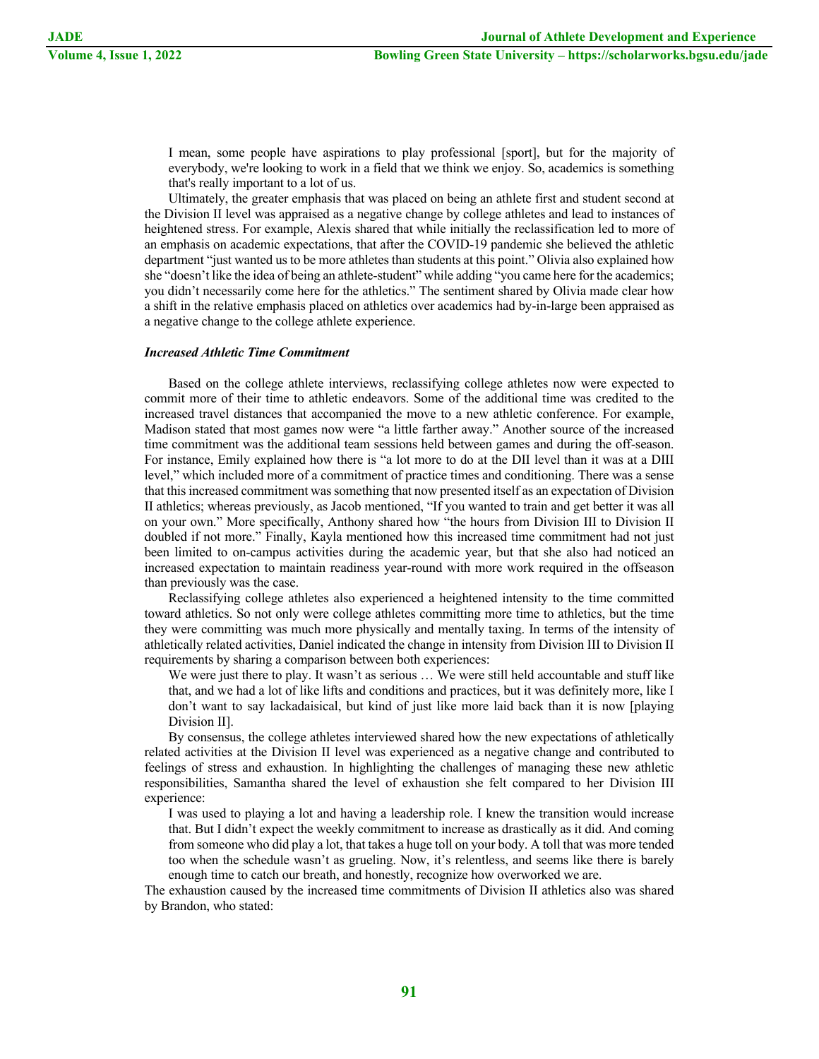> I mean, some people have aspirations to play professional [sport], but for the majority of everybody, we're looking to work in a field that we think we enjoy. So, academics is something that's really important to a lot of us.

Ultimately, the greater emphasis that was placed on being an athlete first and student second at the Division II level was appraised as a negative change by college athletes and lead to instances of heightened stress. For example, Alexis shared that while initially the reclassification led to more of an emphasis on academic expectations, that after the COVID-19 pandemic she believed the athletic department "just wanted us to be more athletes than students at this point." Olivia also explained how she "doesn't like the idea of being an athlete-student" while adding "you came here for the academics; you didn't necessarily come here for the athletics." The sentiment shared by Olivia made clear how a shift in the relative emphasis placed on athletics over academics had by-in-large been appraised as a negative change to the college athlete experience.

### *Increased Athletic Time Commitment*

Based on the college athlete interviews, reclassifying college athletes now were expected to commit more of their time to athletic endeavors. Some of the additional time was credited to the increased travel distances that accompanied the move to a new athletic conference. For example, Madison stated that most games now were "a little farther away." Another source of the increased time commitment was the additional team sessions held between games and during the off-season. For instance, Emily explained how there is "a lot more to do at the DII level than it was at a DIII level," which included more of a commitment of practice times and conditioning. There was a sense that this increased commitment was something that now presented itself as an expectation of Division II athletics; whereas previously, as Jacob mentioned, "If you wanted to train and get better it was all on your own." More specifically, Anthony shared how "the hours from Division III to Division II doubled if not more." Finally, Kayla mentioned how this increased time commitment had not just been limited to on-campus activities during the academic year, but that she also had noticed an increased expectation to maintain readiness year-round with more work required in the offseason than previously was the case.

Reclassifying college athletes also experienced a heightened intensity to the time committed toward athletics. So not only were college athletes committing more time to athletics, but the time they were committing was much more physically and mentally taxing. In terms of the intensity of athletically related activities, Daniel indicated the change in intensity from Division III to Division II requirements by sharing a comparison between both experiences:

> We were just there to play. It wasn't as serious … We were still held accountable and stuff like that, and we had a lot of like lifts and conditions and practices, but it was definitely more, like I don't want to say lackadaisical, but kind of just like more laid back than it is now [playing Division II].

By consensus, the college athletes interviewed shared how the new expectations of athletically related activities at the Division II level was experienced as a negative change and contributed to feelings of stress and exhaustion. In highlighting the challenges of managing these new athletic responsibilities, Samantha shared the level of exhaustion she felt compared to her Division III experience:

> I was used to playing a lot and having a leadership role. I knew the transition would increase that. But I didn't expect the weekly commitment to increase as drastically as it did. And coming from someone who did play a lot, that takes a huge toll on your body. A toll that was more tended too when the schedule wasn't as grueling. Now, it's relentless, and seems like there is barely enough time to catch our breath, and honestly, recognize how overworked we are.

The exhaustion caused by the increased time commitments of Division II athletics also was shared by Brandon, who stated: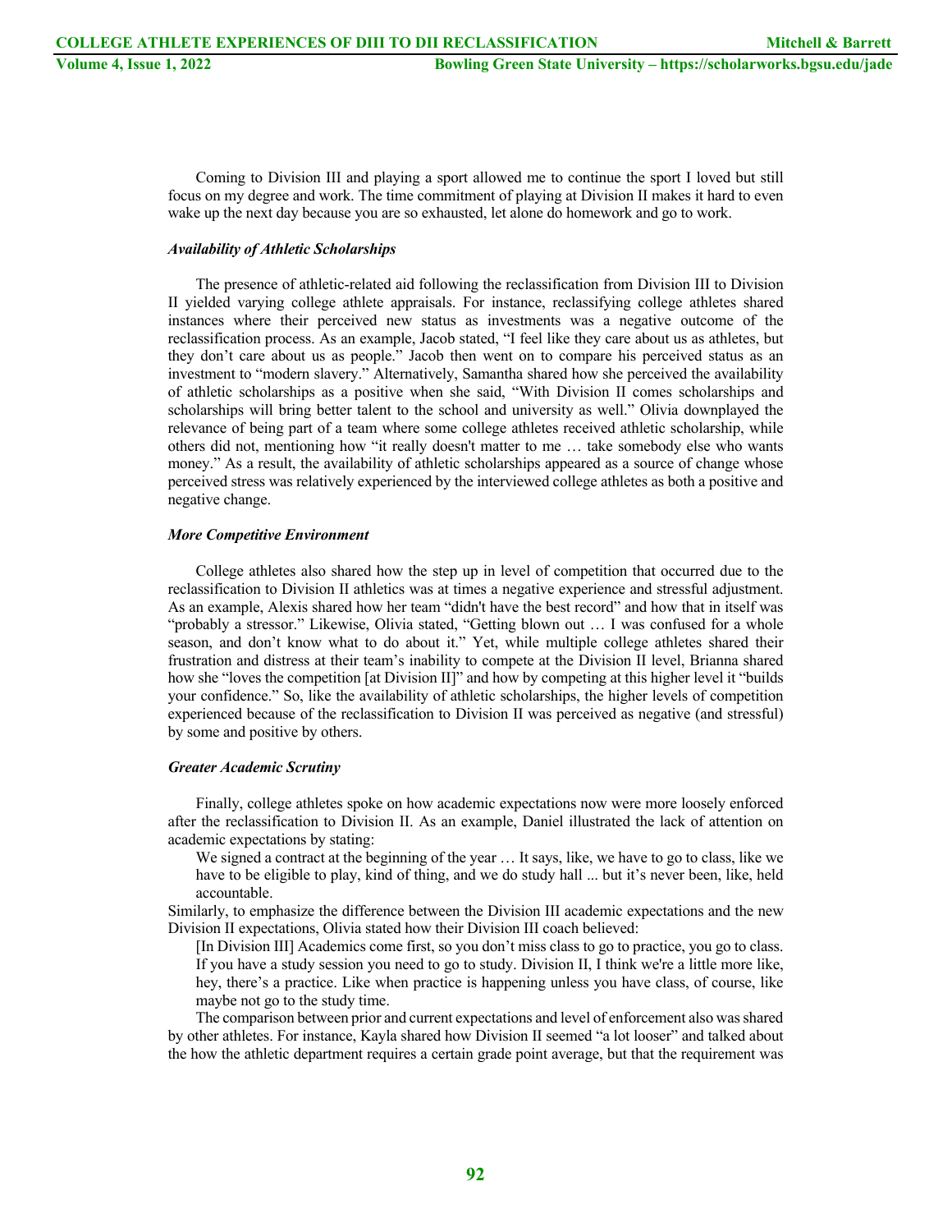Coming to Division III and playing a sport allowed me to continue the sport I loved but still focus on my degree and work. The time commitment of playing at Division II makes it hard to even wake up the next day because you are so exhausted, let alone do homework and go to work.

#### *Availability of Athletic Scholarships*

The presence of athletic-related aid following the reclassification from Division III to Division II yielded varying college athlete appraisals. For instance, reclassifying college athletes shared instances where their perceived new status as investments was a negative outcome of the reclassification process. As an example, Jacob stated, "I feel like they care about us as athletes, but they don't care about us as people." Jacob then went on to compare his perceived status as an investment to "modern slavery." Alternatively, Samantha shared how she perceived the availability of athletic scholarships as a positive when she said, "With Division II comes scholarships and scholarships will bring better talent to the school and university as well." Olivia downplayed the relevance of being part of a team where some college athletes received athletic scholarship, while others did not, mentioning how "it really doesn't matter to me … take somebody else who wants money." As a result, the availability of athletic scholarships appeared as a source of change whose perceived stress was relatively experienced by the interviewed college athletes as both a positive and negative change.

#### *More Competitive Environment*

College athletes also shared how the step up in level of competition that occurred due to the reclassification to Division II athletics was at times a negative experience and stressful adjustment. As an example, Alexis shared how her team "didn't have the best record" and how that in itself was "probably a stressor." Likewise, Olivia stated, "Getting blown out … I was confused for a whole season, and don't know what to do about it." Yet, while multiple college athletes shared their frustration and distress at their team's inability to compete at the Division II level, Brianna shared how she "loves the competition [at Division II]" and how by competing at this higher level it "builds your confidence." So, like the availability of athletic scholarships, the higher levels of competition experienced because of the reclassification to Division II was perceived as negative (and stressful) by some and positive by others.

#### *Greater Academic Scrutiny*

Finally, college athletes spoke on how academic expectations now were more loosely enforced after the reclassification to Division II. As an example, Daniel illustrated the lack of attention on academic expectations by stating:

> We signed a contract at the beginning of the year … It says, like, we have to go to class, like we have to be eligible to play, kind of thing, and we do study hall ... but it's never been, like, held accountable.

Similarly, to emphasize the difference between the Division III academic expectations and the new Division II expectations, Olivia stated how their Division III coach believed:

> [In Division III] Academics come first, so you don't miss class to go to practice, you go to class. If you have a study session you need to go to study. Division II, I think we're a little more like, hey, there's a practice. Like when practice is happening unless you have class, of course, like maybe not go to the study time.

The comparison between prior and current expectations and level of enforcement also was shared by other athletes. For instance, Kayla shared how Division II seemed "a lot looser" and talked about the how the athletic department requires a certain grade point average, but that the requirement was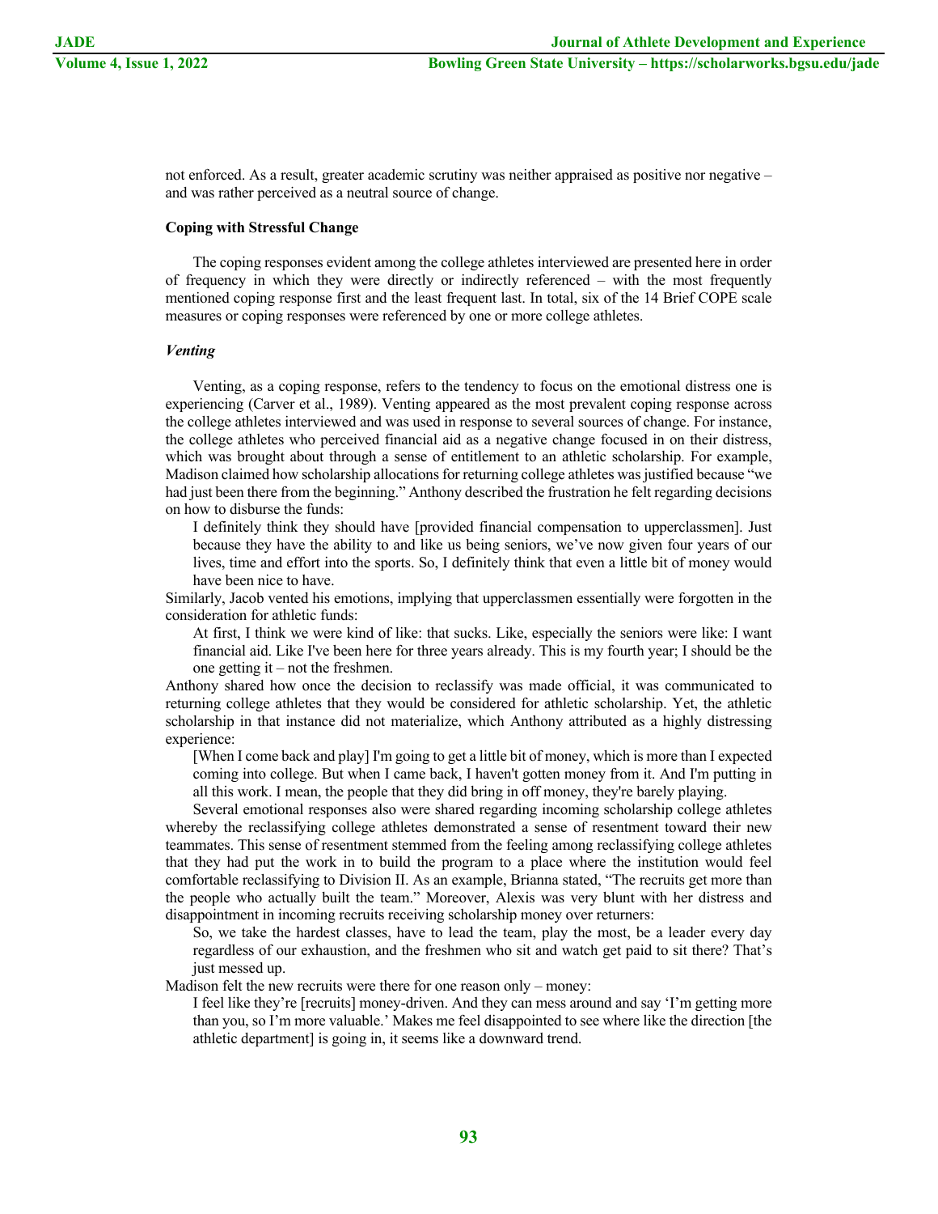not enforced. As a result, greater academic scrutiny was neither appraised as positive nor negative – and was rather perceived as a neutral source of change.

### Coping with Stressful Change

The coping responses evident among the college athletes interviewed are presented here in order of frequency in which they were directly or indirectly referenced – with the most frequently mentioned coping response first and the least frequent last. In total, six of the 14 Brief COPE scale measures or coping responses were referenced by one or more college athletes.

#### *Venting*

Venting, as a coping response, refers to the tendency to focus on the emotional distress one is experiencing (Carver et al., 1989). Venting appeared as the most prevalent coping response across the college athletes interviewed and was used in response to several sources of change. For instance, the college athletes who perceived financial aid as a negative change focused in on their distress, which was brought about through a sense of entitlement to an athletic scholarship. For example, Madison claimed how scholarship allocations for returning college athletes was justified because "we had just been there from the beginning." Anthony described the frustration he felt regarding decisions on how to disburse the funds:

> I definitely think they should have [provided financial compensation to upperclassmen]. Just because they have the ability to and like us being seniors, we've now given four years of our lives, time and effort into the sports. So, I definitely think that even a little bit of money would have been nice to have.

Similarly, Jacob vented his emotions, implying that upperclassmen essentially were forgotten in the consideration for athletic funds:

> At first, I think we were kind of like: that sucks. Like, especially the seniors were like: I want financial aid. Like I've been here for three years already. This is my fourth year; I should be the one getting it – not the freshmen.

Anthony shared how once the decision to reclassify was made official, it was communicated to returning college athletes that they would be considered for athletic scholarship. Yet, the athletic scholarship in that instance did not materialize, which Anthony attributed as a highly distressing experience:

> [When I come back and play] I'm going to get a little bit of money, which is more than I expected coming into college. But when I came back, I haven't gotten money from it. And I'm putting in all this work. I mean, the people that they did bring in off money, they're barely playing.

Several emotional responses also were shared regarding incoming scholarship college athletes whereby the reclassifying college athletes demonstrated a sense of resentment toward their new teammates. This sense of resentment stemmed from the feeling among reclassifying college athletes that they had put the work in to build the program to a place where the institution would feel comfortable reclassifying to Division II. As an example, Brianna stated, "The recruits get more than the people who actually built the team." Moreover, Alexis was very blunt with her distress and disappointment in incoming recruits receiving scholarship money over returners:

> So, we take the hardest classes, have to lead the team, play the most, be a leader every day regardless of our exhaustion, and the freshmen who sit and watch get paid to sit there? That's just messed up.

Madison felt the new recruits were there for one reason only – money:

> I feel like they're [recruits] money-driven. And they can mess around and say 'I'm getting more than you, so I'm more valuable.' Makes me feel disappointed to see where like the direction [the athletic department] is going in, it seems like a downward trend.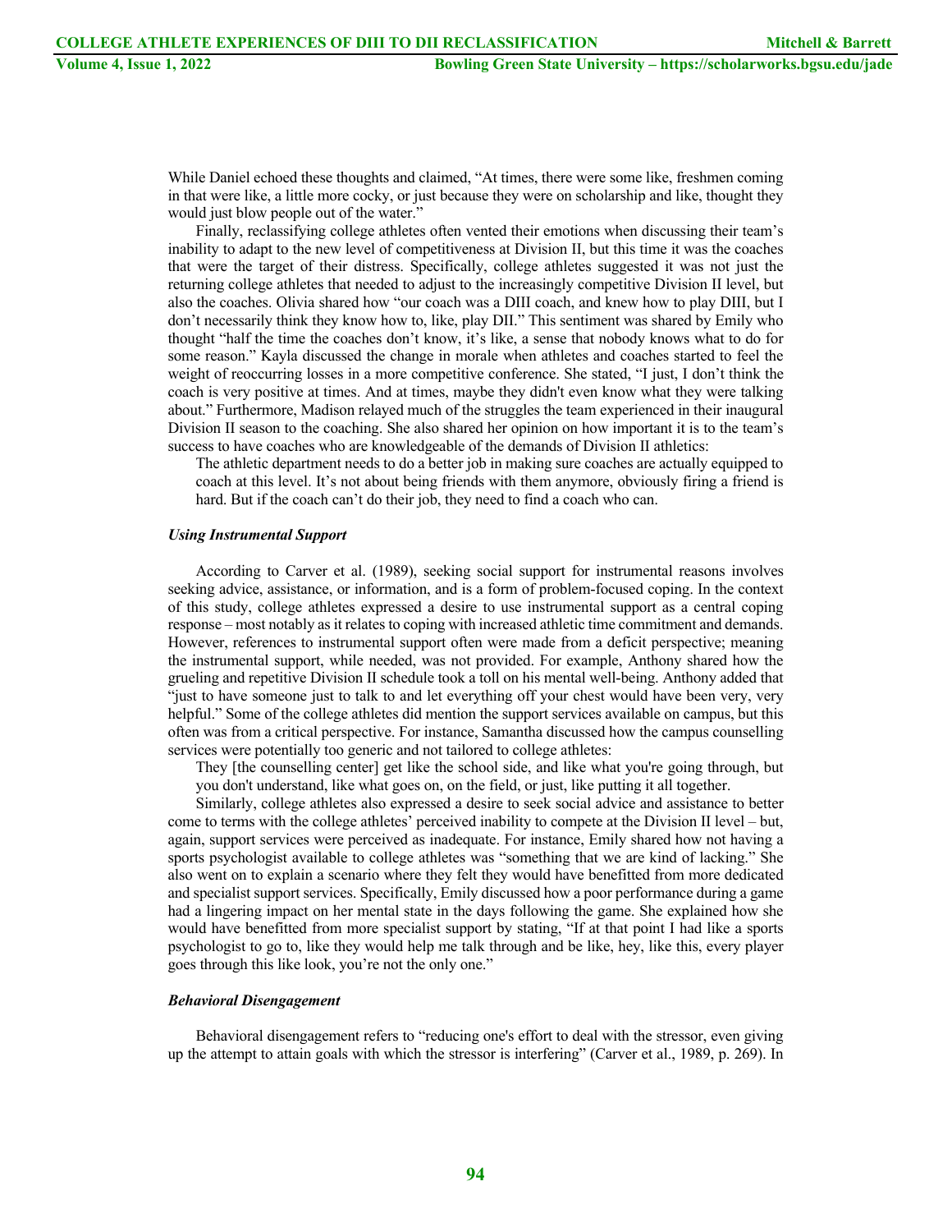While Daniel echoed these thoughts and claimed, "At times, there were some like, freshmen coming in that were like, a little more cocky, or just because they were on scholarship and like, thought they would just blow people out of the water."

Finally, reclassifying college athletes often vented their emotions when discussing their team's inability to adapt to the new level of competitiveness at Division II, but this time it was the coaches that were the target of their distress. Specifically, college athletes suggested it was not just the returning college athletes that needed to adjust to the increasingly competitive Division II level, but also the coaches. Olivia shared how "our coach was a DIII coach, and knew how to play DIII, but I don't necessarily think they know how to, like, play DII." This sentiment was shared by Emily who thought "half the time the coaches don't know, it's like, a sense that nobody knows what to do for some reason." Kayla discussed the change in morale when athletes and coaches started to feel the weight of reoccurring losses in a more competitive conference. She stated, "I just, I don't think the coach is very positive at times. And at times, maybe they didn't even know what they were talking about." Furthermore, Madison relayed much of the struggles the team experienced in their inaugural Division II season to the coaching. She also shared her opinion on how important it is to the team's success to have coaches who are knowledgeable of the demands of Division II athletics:

> The athletic department needs to do a better job in making sure coaches are actually equipped to coach at this level. It's not about being friends with them anymore, obviously firing a friend is hard. But if the coach can't do their job, they need to find a coach who can.

### *Using Instrumental Support*

According to Carver et al. (1989), seeking social support for instrumental reasons involves seeking advice, assistance, or information, and is a form of problem-focused coping. In the context of this study, college athletes expressed a desire to use instrumental support as a central coping response – most notably as it relates to coping with increased athletic time commitment and demands. However, references to instrumental support often were made from a deficit perspective; meaning the instrumental support, while needed, was not provided. For example, Anthony shared how the grueling and repetitive Division II schedule took a toll on his mental well-being. Anthony added that "just to have someone just to talk to and let everything off your chest would have been very, very helpful." Some of the college athletes did mention the support services available on campus, but this often was from a critical perspective. For instance, Samantha discussed how the campus counselling services were potentially too generic and not tailored to college athletes:

> They [the counselling center] get like the school side, and like what you're going through, but you don't understand, like what goes on, on the field, or just, like putting it all together.

Similarly, college athletes also expressed a desire to seek social advice and assistance to better come to terms with the college athletes' perceived inability to compete at the Division II level – but, again, support services were perceived as inadequate. For instance, Emily shared how not having a sports psychologist available to college athletes was "something that we are kind of lacking." She also went on to explain a scenario where they felt they would have benefitted from more dedicated and specialist support services. Specifically, Emily discussed how a poor performance during a game had a lingering impact on her mental state in the days following the game. She explained how she would have benefitted from more specialist support by stating, "If at that point I had like a sports psychologist to go to, like they would help me talk through and be like, hey, like this, every player goes through this like look, you're not the only one."

### *Behavioral Disengagement*

Behavioral disengagement refers to "reducing one's effort to deal with the stressor, even giving up the attempt to attain goals with which the stressor is interfering" (Carver et al., 1989, p. 269). In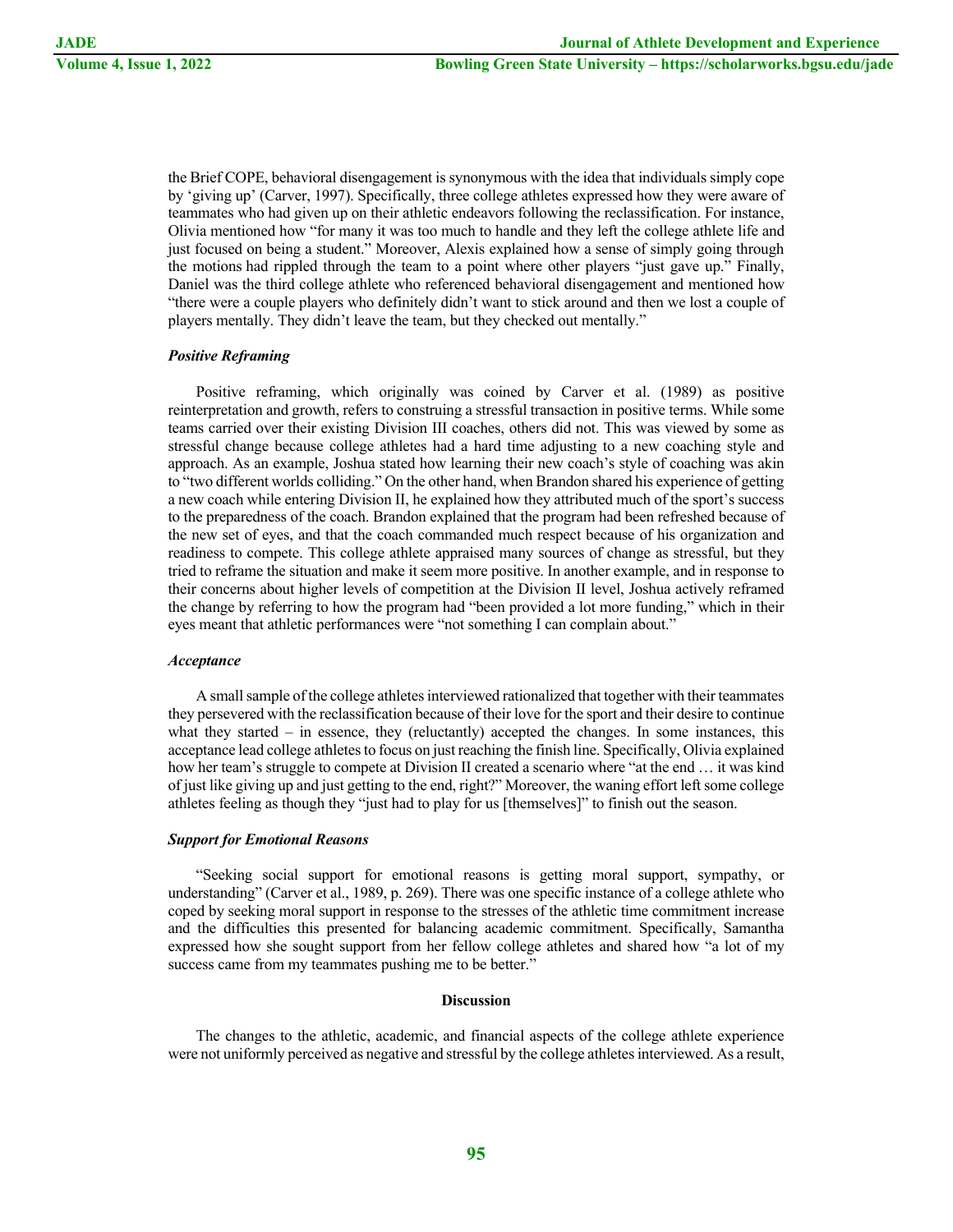the Brief COPE, behavioral disengagement is synonymous with the idea that individuals simply cope by 'giving up' (Carver, 1997). Specifically, three college athletes expressed how they were aware of teammates who had given up on their athletic endeavors following the reclassification. For instance, Olivia mentioned how "for many it was too much to handle and they left the college athlete life and just focused on being a student." Moreover, Alexis explained how a sense of simply going through the motions had rippled through the team to a point where other players "just gave up." Finally, Daniel was the third college athlete who referenced behavioral disengagement and mentioned how "there were a couple players who definitely didn't want to stick around and then we lost a couple of players mentally. They didn't leave the team, but they checked out mentally."

### *Positive Reframing*

Positive reframing, which originally was coined by Carver et al. (1989) as positive reinterpretation and growth, refers to construing a stressful transaction in positive terms. While some teams carried over their existing Division III coaches, others did not. This was viewed by some as stressful change because college athletes had a hard time adjusting to a new coaching style and approach. As an example, Joshua stated how learning their new coach's style of coaching was akin to "two different worlds colliding." On the other hand, when Brandon shared his experience of getting a new coach while entering Division II, he explained how they attributed much of the sport's success to the preparedness of the coach. Brandon explained that the program had been refreshed because of the new set of eyes, and that the coach commanded much respect because of his organization and readiness to compete. This college athlete appraised many sources of change as stressful, but they tried to reframe the situation and make it seem more positive. In another example, and in response to their concerns about higher levels of competition at the Division II level, Joshua actively reframed the change by referring to how the program had "been provided a lot more funding," which in their eyes meant that athletic performances were "not something I can complain about."

### *Acceptance*

A small sample of the college athletes interviewed rationalized that together with their teammates they persevered with the reclassification because of their love for the sport and their desire to continue what they started – in essence, they (reluctantly) accepted the changes. In some instances, this acceptance lead college athletes to focus on just reaching the finish line. Specifically, Olivia explained how her team's struggle to compete at Division II created a scenario where "at the end … it was kind of just like giving up and just getting to the end, right?" Moreover, the waning effort left some college athletes feeling as though they "just had to play for us [themselves]" to finish out the season.

### *Support for Emotional Reasons*

"Seeking social support for emotional reasons is getting moral support, sympathy, or understanding" (Carver et al., 1989, p. 269). There was one specific instance of a college athlete who coped by seeking moral support in response to the stresses of the athletic time commitment increase and the difficulties this presented for balancing academic commitment. Specifically, Samantha expressed how she sought support from her fellow college athletes and shared how "a lot of my success came from my teammates pushing me to be better."

## Discussion

The changes to the athletic, academic, and financial aspects of the college athlete experience were not uniformly perceived as negative and stressful by the college athletes interviewed. As a result,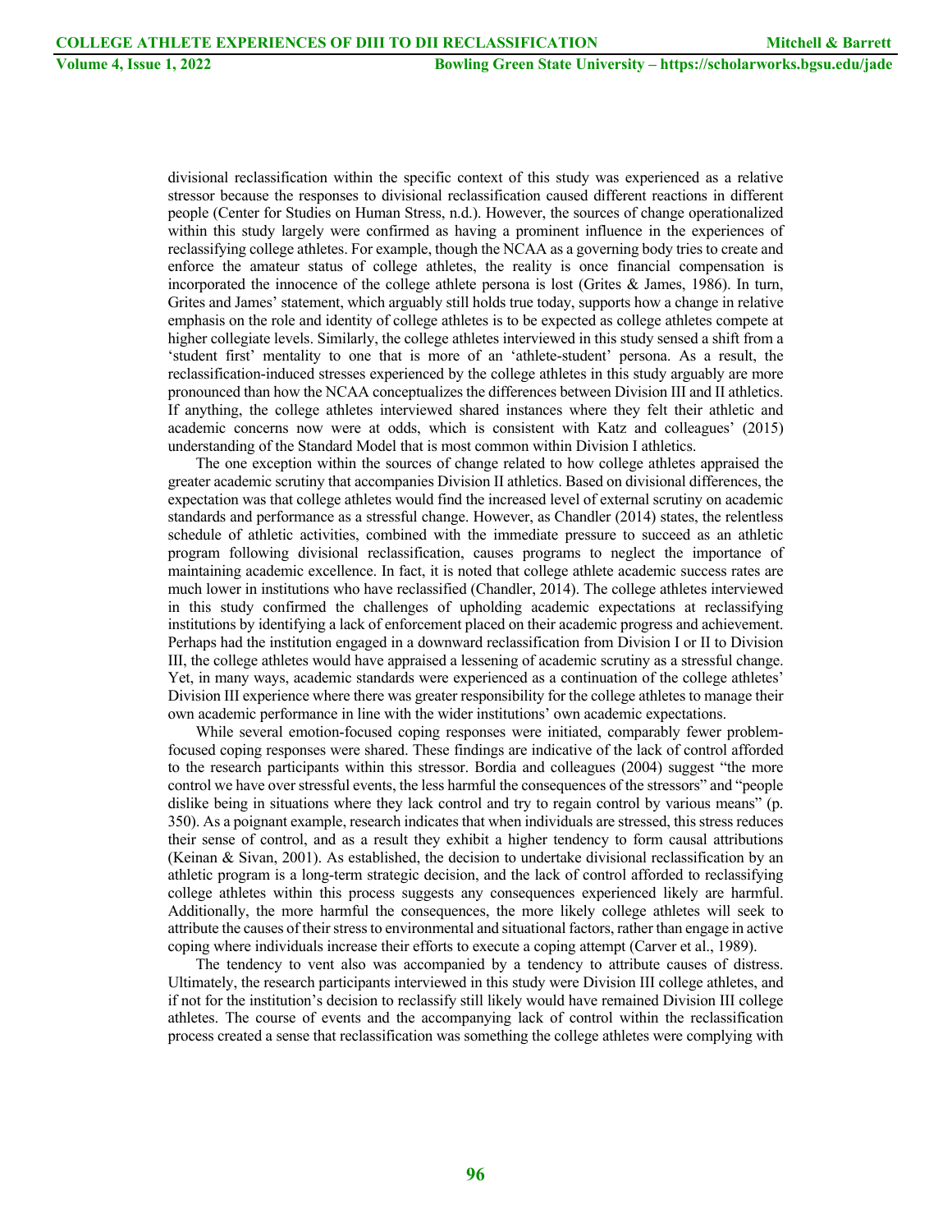divisional reclassification within the specific context of this study was experienced as a relative stressor because the responses to divisional reclassification caused different reactions in different people (Center for Studies on Human Stress, n.d.). However, the sources of change operationalized within this study largely were confirmed as having a prominent influence in the experiences of reclassifying college athletes. For example, though the NCAA as a governing body tries to create and enforce the amateur status of college athletes, the reality is once financial compensation is incorporated the innocence of the college athlete persona is lost (Grites & James, 1986). In turn, Grites and James' statement, which arguably still holds true today, supports how a change in relative emphasis on the role and identity of college athletes is to be expected as college athletes compete at higher collegiate levels. Similarly, the college athletes interviewed in this study sensed a shift from a 'student first' mentality to one that is more of an 'athlete-student' persona. As a result, the reclassification-induced stresses experienced by the college athletes in this study arguably are more pronounced than how the NCAA conceptualizes the differences between Division III and II athletics. If anything, the college athletes interviewed shared instances where they felt their athletic and academic concerns now were at odds, which is consistent with Katz and colleagues' (2015) understanding of the Standard Model that is most common within Division I athletics.

The one exception within the sources of change related to how college athletes appraised the greater academic scrutiny that accompanies Division II athletics. Based on divisional differences, the expectation was that college athletes would find the increased level of external scrutiny on academic standards and performance as a stressful change. However, as Chandler (2014) states, the relentless schedule of athletic activities, combined with the immediate pressure to succeed as an athletic program following divisional reclassification, causes programs to neglect the importance of maintaining academic excellence. In fact, it is noted that college athlete academic success rates are much lower in institutions who have reclassified (Chandler, 2014). The college athletes interviewed in this study confirmed the challenges of upholding academic expectations at reclassifying institutions by identifying a lack of enforcement placed on their academic progress and achievement. Perhaps had the institution engaged in a downward reclassification from Division I or II to Division III, the college athletes would have appraised a lessening of academic scrutiny as a stressful change. Yet, in many ways, academic standards were experienced as a continuation of the college athletes' Division III experience where there was greater responsibility for the college athletes to manage their own academic performance in line with the wider institutions' own academic expectations.

While several emotion-focused coping responses were initiated, comparably fewer problem-focused coping responses were shared. These findings are indicative of the lack of control afforded to the research participants within this stressor. Bordia and colleagues (2004) suggest "the more control we have over stressful events, the less harmful the consequences of the stressors" and "people dislike being in situations where they lack control and try to regain control by various means" (p. 350). As a poignant example, research indicates that when individuals are stressed, this stress reduces their sense of control, and as a result they exhibit a higher tendency to form causal attributions (Keinan & Sivan, 2001). As established, the decision to undertake divisional reclassification by an athletic program is a long-term strategic decision, and the lack of control afforded to reclassifying college athletes within this process suggests any consequences experienced likely are harmful. Additionally, the more harmful the consequences, the more likely college athletes will seek to attribute the causes of their stress to environmental and situational factors, rather than engage in active coping where individuals increase their efforts to execute a coping attempt (Carver et al., 1989).

The tendency to vent also was accompanied by a tendency to attribute causes of distress. Ultimately, the research participants interviewed in this study were Division III college athletes, and if not for the institution's decision to reclassify still likely would have remained Division III college athletes. The course of events and the accompanying lack of control within the reclassification process created a sense that reclassification was something the college athletes were complying with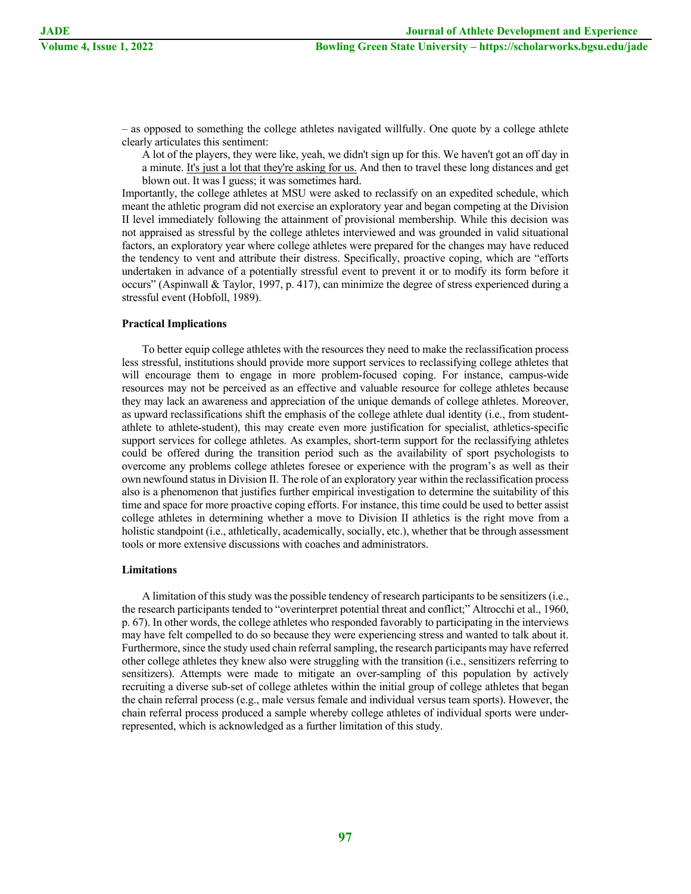– as opposed to something the college athletes navigated willfully. One quote by a college athlete clearly articulates this sentiment:

> A lot of the players, they were like, yeah, we didn't sign up for this. We haven't got an off day in a minute. <u>It's just a lot that they're asking for us.</u> And then to travel these long distances and get blown out. It was I guess; it was sometimes hard.

Importantly, the college athletes at MSU were asked to reclassify on an expedited schedule, which meant the athletic program did not exercise an exploratory year and began competing at the Division II level immediately following the attainment of provisional membership. While this decision was not appraised as stressful by the college athletes interviewed and was grounded in valid situational factors, an exploratory year where college athletes were prepared for the changes may have reduced the tendency to vent and attribute their distress. Specifically, proactive coping, which are "efforts undertaken in advance of a potentially stressful event to prevent it or to modify its form before it occurs" (Aspinwall & Taylor, 1997, p. 417), can minimize the degree of stress experienced during a stressful event (Hobfoll, 1989).

### Practical Implications

To better equip college athletes with the resources they need to make the reclassification process less stressful, institutions should provide more support services to reclassifying college athletes that will encourage them to engage in more problem-focused coping. For instance, campus-wide resources may not be perceived as an effective and valuable resource for college athletes because they may lack an awareness and appreciation of the unique demands of college athletes. Moreover, as upward reclassifications shift the emphasis of the college athlete dual identity (i.e., from student-athlete to athlete-student), this may create even more justification for specialist, athletics-specific support services for college athletes. As examples, short-term support for the reclassifying athletes could be offered during the transition period such as the availability of sport psychologists to overcome any problems college athletes foresee or experience with the program's as well as their own newfound status in Division II. The role of an exploratory year within the reclassification process also is a phenomenon that justifies further empirical investigation to determine the suitability of this time and space for more proactive coping efforts. For instance, this time could be used to better assist college athletes in determining whether a move to Division II athletics is the right move from a holistic standpoint (i.e., athletically, academically, socially, etc.), whether that be through assessment tools or more extensive discussions with coaches and administrators.

### Limitations

A limitation of this study was the possible tendency of research participants to be sensitizers (i.e., the research participants tended to "overinterpret potential threat and conflict;" Altrocchi et al., 1960, p. 67). In other words, the college athletes who responded favorably to participating in the interviews may have felt compelled to do so because they were experiencing stress and wanted to talk about it. Furthermore, since the study used chain referral sampling, the research participants may have referred other college athletes they knew also were struggling with the transition (i.e., sensitizers referring to sensitizers). Attempts were made to mitigate an over-sampling of this population by actively recruiting a diverse sub-set of college athletes within the initial group of college athletes that began the chain referral process (e.g., male versus female and individual versus team sports). However, the chain referral process produced a sample whereby college athletes of individual sports were under-represented, which is acknowledged as a further limitation of this study.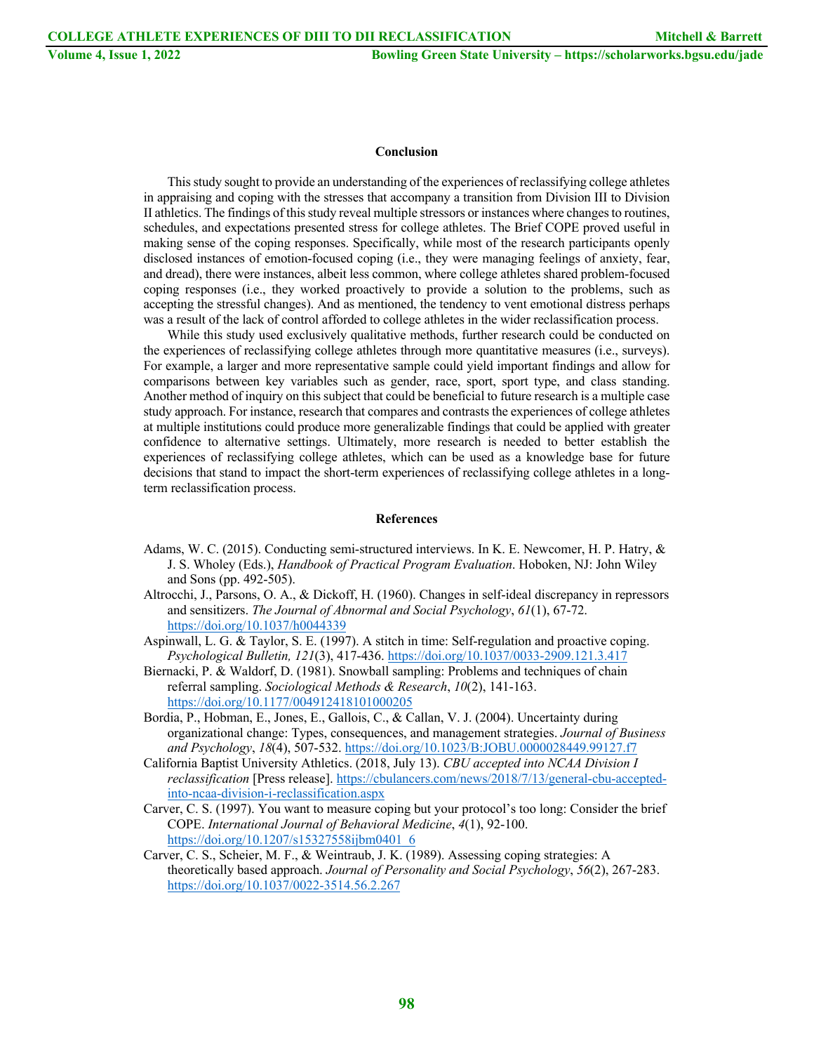## Conclusion

This study sought to provide an understanding of the experiences of reclassifying college athletes in appraising and coping with the stresses that accompany a transition from Division III to Division II athletics. The findings of this study reveal multiple stressors or instances where changes to routines, schedules, and expectations presented stress for college athletes. The Brief COPE proved useful in making sense of the coping responses. Specifically, while most of the research participants openly disclosed instances of emotion-focused coping (i.e., they were managing feelings of anxiety, fear, and dread), there were instances, albeit less common, where college athletes shared problem-focused coping responses (i.e., they worked proactively to provide a solution to the problems, such as accepting the stressful changes). And as mentioned, the tendency to vent emotional distress perhaps was a result of the lack of control afforded to college athletes in the wider reclassification process.

While this study used exclusively qualitative methods, further research could be conducted on the experiences of reclassifying college athletes through more quantitative measures (i.e., surveys). For example, a larger and more representative sample could yield important findings and allow for comparisons between key variables such as gender, race, sport, sport type, and class standing. Another method of inquiry on this subject that could be beneficial to future research is a multiple case study approach. For instance, research that compares and contrasts the experiences of college athletes at multiple institutions could produce more generalizable findings that could be applied with greater confidence to alternative settings. Ultimately, more research is needed to better establish the experiences of reclassifying college athletes, which can be used as a knowledge base for future decisions that stand to impact the short-term experiences of reclassifying college athletes in a long-term reclassification process.

## References

Adams, W. C. (2015). Conducting semi-structured interviews. In K. E. Newcomer, H. P. Hatry, & J. S. Wholey (Eds.), *Handbook of Practical Program Evaluation*. Hoboken, NJ: John Wiley and Sons (pp. 492-505).

Altrocchi, J., Parsons, O. A., & Dickoff, H. (1960). Changes in self-ideal discrepancy in repressors and sensitizers. *The Journal of Abnormal and Social Psychology*, *61*(1), 67-72. https://doi.org/10.1037/h0044339

Aspinwall, L. G. & Taylor, S. E. (1997). A stitch in time: Self-regulation and proactive coping. *Psychological Bulletin, 121*(3), 417-436. https://doi.org/10.1037/0033-2909.121.3.417

Biernacki, P. & Waldorf, D. (1981). Snowball sampling: Problems and techniques of chain referral sampling. *Sociological Methods & Research*, *10*(2), 141-163. https://doi.org/10.1177/004912418101000205

Bordia, P., Hobman, E., Jones, E., Gallois, C., & Callan, V. J. (2004). Uncertainty during organizational change: Types, consequences, and management strategies. *Journal of Business and Psychology*, *18*(4), 507-532. https://doi.org/10.1023/B:JOBU.0000028449.99127.f7

California Baptist University Athletics. (2018, July 13). *CBU accepted into NCAA Division I reclassification* [Press release]. https://cbulancers.com/news/2018/7/13/general-cbu-accepted-into-ncaa-division-i-reclassification.aspx

Carver, C. S. (1997). You want to measure coping but your protocol's too long: Consider the brief COPE. *International Journal of Behavioral Medicine*, *4*(1), 92-100. https://doi.org/10.1207/s15327558ijbm0401_6

Carver, C. S., Scheier, M. F., & Weintraub, J. K. (1989). Assessing coping strategies: A theoretically based approach. *Journal of Personality and Social Psychology*, *56*(2), 267-283. https://doi.org/10.1037/0022-3514.56.2.267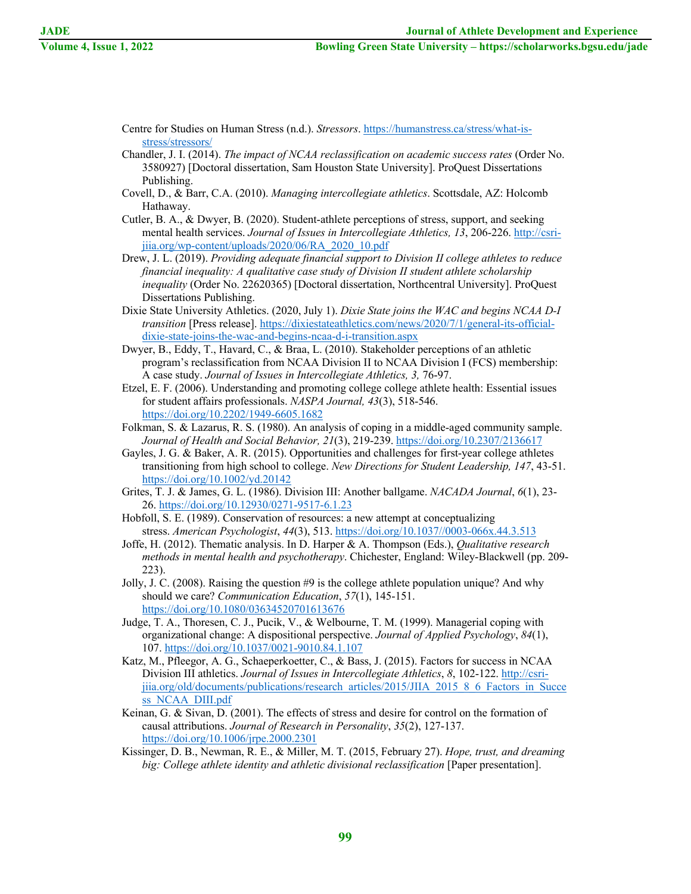Centre for Studies on Human Stress (n.d.). *Stressors*. https://humanstress.ca/stress/what-is-stress/stressors/

Chandler, J. I. (2014). *The impact of NCAA reclassification on academic success rates* (Order No. 3580927) [Doctoral dissertation, Sam Houston State University]. ProQuest Dissertations Publishing.

Covell, D., & Barr, C.A. (2010). *Managing intercollegiate athletics*. Scottsdale, AZ: Holcomb Hathaway.

Cutler, B. A., & Dwyer, B. (2020). Student-athlete perceptions of stress, support, and seeking mental health services. *Journal of Issues in Intercollegiate Athletics, 13*, 206-226. http://csri-jiia.org/wp-content/uploads/2020/06/RA_2020_10.pdf

Drew, J. L. (2019). *Providing adequate financial support to Division II college athletes to reduce financial inequality: A qualitative case study of Division II student athlete scholarship inequality* (Order No. 22620365) [Doctoral dissertation, Northcentral University]. ProQuest Dissertations Publishing.

Dixie State University Athletics. (2020, July 1). *Dixie State joins the WAC and begins NCAA D-I transition* [Press release]. https://dixiestateathletics.com/news/2020/7/1/general-its-official-dixie-state-joins-the-wac-and-begins-ncaa-d-i-transition.aspx

Dwyer, B., Eddy, T., Havard, C., & Braa, L. (2010). Stakeholder perceptions of an athletic program's reclassification from NCAA Division II to NCAA Division I (FCS) membership: A case study. *Journal of Issues in Intercollegiate Athletics, 3,* 76-97.

Etzel, E. F. (2006). Understanding and promoting college college athlete health: Essential issues for student affairs professionals. *NASPA Journal, 43*(3), 518-546. https://doi.org/10.2202/1949-6605.1682

Folkman, S. & Lazarus, R. S. (1980). An analysis of coping in a middle-aged community sample. *Journal of Health and Social Behavior, 21*(3), 219-239. https://doi.org/10.2307/2136617

Gayles, J. G. & Baker, A. R. (2015). Opportunities and challenges for first-year college athletes transitioning from high school to college. *New Directions for Student Leadership, 147*, 43-51. https://doi.org/10.1002/yd.20142

Grites, T. J. & James, G. L. (1986). Division III: Another ballgame. *NACADA Journal*, *6*(1), 23-26. https://doi.org/10.12930/0271-9517-6.1.23

Hobfoll, S. E. (1989). Conservation of resources: a new attempt at conceptualizing stress. *American Psychologist*, *44*(3), 513. https://doi.org/10.1037//0003-066x.44.3.513

Joffe, H. (2012). Thematic analysis. In D. Harper & A. Thompson (Eds.), *Qualitative research methods in mental health and psychotherapy*. Chichester, England: Wiley-Blackwell (pp. 209-223).

Jolly, J. C. (2008). Raising the question #9 is the college athlete population unique? And why should we care? *Communication Education*, *57*(1), 145-151. https://doi.org/10.1080/03634520701613676

Judge, T. A., Thoresen, C. J., Pucik, V., & Welbourne, T. M. (1999). Managerial coping with organizational change: A dispositional perspective. *Journal of Applied Psychology*, *84*(1), 107. https://doi.org/10.1037/0021-9010.84.1.107

Katz, M., Pfleegor, A. G., Schaeperkoetter, C., & Bass, J. (2015). Factors for success in NCAA Division III athletics. *Journal of Issues in Intercollegiate Athletics*, *8*, 102-122. http://csri-jiia.org/old/documents/publications/research_articles/2015/JIIA_2015_8_6_Factors_in_Success_NCAA_DIII.pdf

Keinan, G. & Sivan, D. (2001). The effects of stress and desire for control on the formation of causal attributions. *Journal of Research in Personality*, *35*(2), 127-137. https://doi.org/10.1006/jrpe.2000.2301

Kissinger, D. B., Newman, R. E., & Miller, M. T. (2015, February 27). *Hope, trust, and dreaming big: College athlete identity and athletic divisional reclassification* [Paper presentation].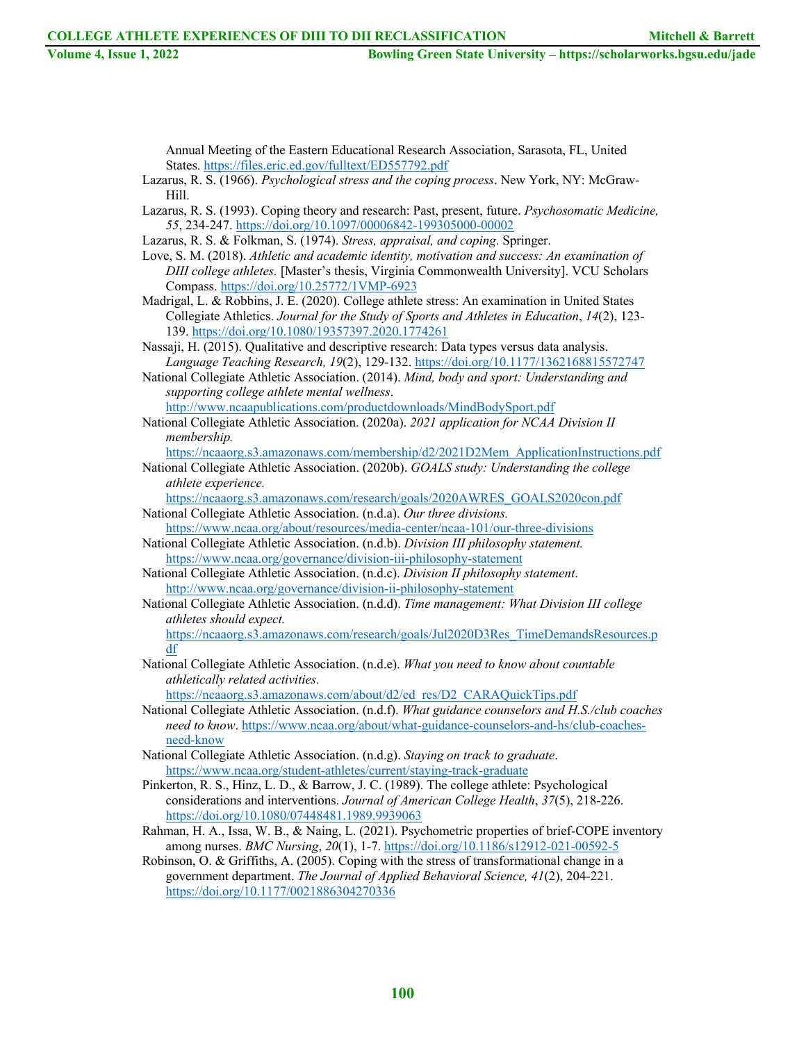Annual Meeting of the Eastern Educational Research Association, Sarasota, FL, United States. https://files.eric.ed.gov/fulltext/ED557792.pdf

Lazarus, R. S. (1966). *Psychological stress and the coping process*. New York, NY: McGraw-Hill.

Lazarus, R. S. (1993). Coping theory and research: Past, present, future. *Psychosomatic Medicine, 55*, 234-247. https://doi.org/10.1097/00006842-199305000-00002

Lazarus, R. S. & Folkman, S. (1974). *Stress, appraisal, and coping*. Springer.

Love, S. M. (2018). *Athletic and academic identity, motivation and success: An examination of DIII college athletes.* [Master's thesis, Virginia Commonwealth University]. VCU Scholars Compass. https://doi.org/10.25772/1VMP-6923

Madrigal, L. & Robbins, J. E. (2020). College athlete stress: An examination in United States Collegiate Athletics. *Journal for the Study of Sports and Athletes in Education*, *14*(2), 123-139. https://doi.org/10.1080/19357397.2020.1774261

Nassaji, H. (2015). Qualitative and descriptive research: Data types versus data analysis. *Language Teaching Research, 19*(2), 129-132. https://doi.org/10.1177/1362168815572747

National Collegiate Athletic Association. (2014). *Mind, body and sport: Understanding and supporting college athlete mental wellness*. http://www.ncaapublications.com/productdownloads/MindBodySport.pdf

National Collegiate Athletic Association. (2020a). *2021 application for NCAA Division II membership.* https://ncaaorg.s3.amazonaws.com/membership/d2/2021D2Mem_ApplicationInstructions.pdf

National Collegiate Athletic Association. (2020b). *GOALS study: Understanding the college athlete experience.* https://ncaaorg.s3.amazonaws.com/research/goals/2020AWRES_GOALS2020con.pdf

National Collegiate Athletic Association. (n.d.a). *Our three divisions.* https://www.ncaa.org/about/resources/media-center/ncaa-101/our-three-divisions

National Collegiate Athletic Association. (n.d.b). *Division III philosophy statement.* https://www.ncaa.org/governance/division-iii-philosophy-statement

National Collegiate Athletic Association. (n.d.c). *Division II philosophy statement*. http://www.ncaa.org/governance/division-ii-philosophy-statement

National Collegiate Athletic Association. (n.d.d). *Time management: What Division III college athletes should expect.* https://ncaaorg.s3.amazonaws.com/research/goals/Jul2020D3Res_TimeDemandsResources.pdf

National Collegiate Athletic Association. (n.d.e). *What you need to know about countable athletically related activities.* https://ncaaorg.s3.amazonaws.com/about/d2/ed_res/D2_CARAQuickTips.pdf

National Collegiate Athletic Association. (n.d.f). *What guidance counselors and H.S./club coaches need to know*. https://www.ncaa.org/about/what-guidance-counselors-and-hs/club-coaches-need-know

National Collegiate Athletic Association. (n.d.g). *Staying on track to graduate*. https://www.ncaa.org/student-athletes/current/staying-track-graduate

Pinkerton, R. S., Hinz, L. D., & Barrow, J. C. (1989). The college athlete: Psychological considerations and interventions. *Journal of American College Health*, *37*(5), 218-226. https://doi.org/10.1080/07448481.1989.9939063

Rahman, H. A., Issa, W. B., & Naing, L. (2021). Psychometric properties of brief-COPE inventory among nurses. *BMC Nursing*, *20*(1), 1-7. https://doi.org/10.1186/s12912-021-00592-5

Robinson, O. & Griffiths, A. (2005). Coping with the stress of transformational change in a government department. *The Journal of Applied Behavioral Science, 41*(2), 204-221. https://doi.org/10.1177/0021886304270336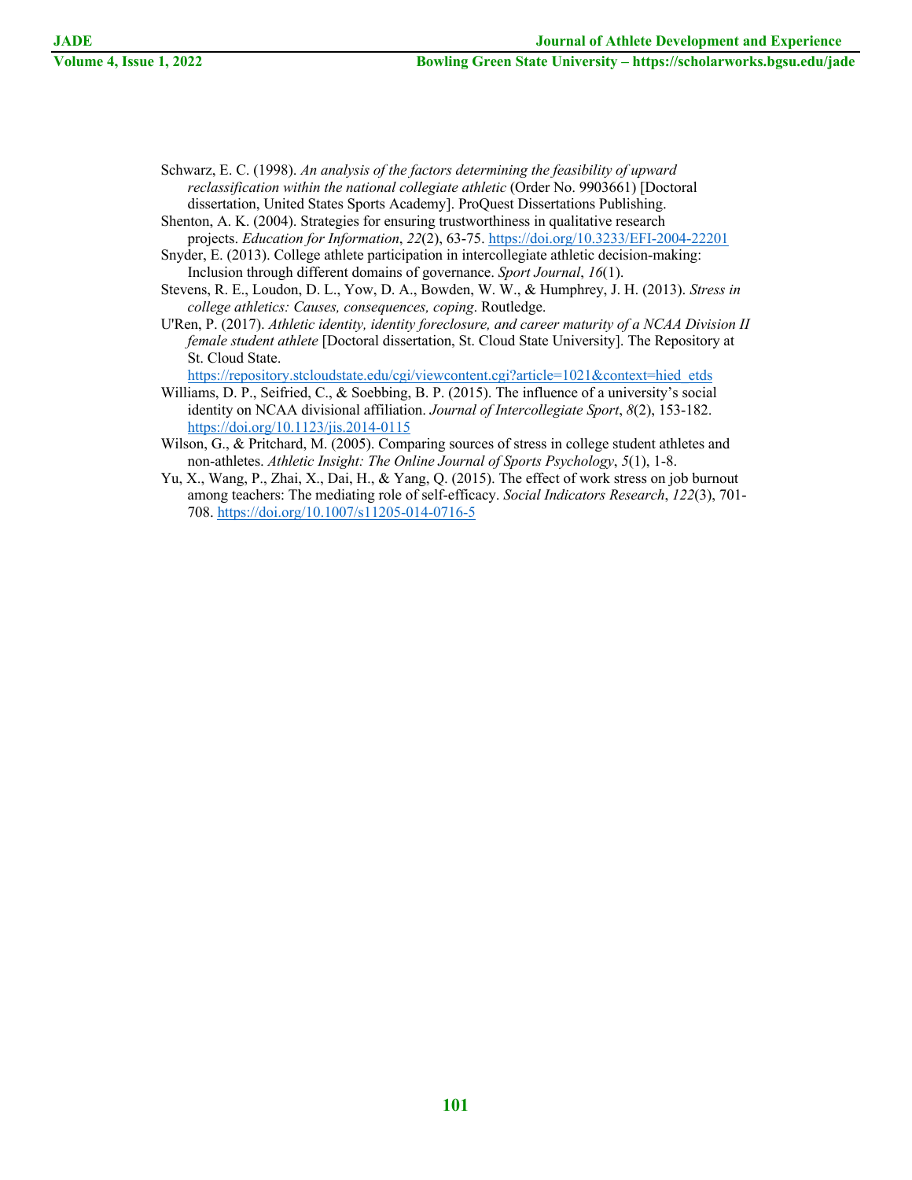Schwarz, E. C. (1998). *An analysis of the factors determining the feasibility of upward reclassification within the national collegiate athletic* (Order No. 9903661) [Doctoral dissertation, United States Sports Academy]. ProQuest Dissertations Publishing.

Shenton, A. K. (2004). Strategies for ensuring trustworthiness in qualitative research projects. *Education for Information*, *22*(2), 63-75. https://doi.org/10.3233/EFI-2004-22201

Snyder, E. (2013). College athlete participation in intercollegiate athletic decision-making: Inclusion through different domains of governance. *Sport Journal*, *16*(1).

Stevens, R. E., Loudon, D. L., Yow, D. A., Bowden, W. W., & Humphrey, J. H. (2013). *Stress in college athletics: Causes, consequences, coping*. Routledge.

U'Ren, P. (2017). *Athletic identity, identity foreclosure, and career maturity of a NCAA Division II female student athlete* [Doctoral dissertation, St. Cloud State University]. The Repository at St. Cloud State. https://repository.stcloudstate.edu/cgi/viewcontent.cgi?article=1021&context=hied_etds

Williams, D. P., Seifried, C., & Soebbing, B. P. (2015). The influence of a university's social identity on NCAA divisional affiliation. *Journal of Intercollegiate Sport*, *8*(2), 153-182. https://doi.org/10.1123/jis.2014-0115

Wilson, G., & Pritchard, M. (2005). Comparing sources of stress in college student athletes and non-athletes. *Athletic Insight: The Online Journal of Sports Psychology*, *5*(1), 1-8.

Yu, X., Wang, P., Zhai, X., Dai, H., & Yang, Q. (2015). The effect of work stress on job burnout among teachers: The mediating role of self-efficacy. *Social Indicators Research*, *122*(3), 701-708. https://doi.org/10.1007/s11205-014-0716-5